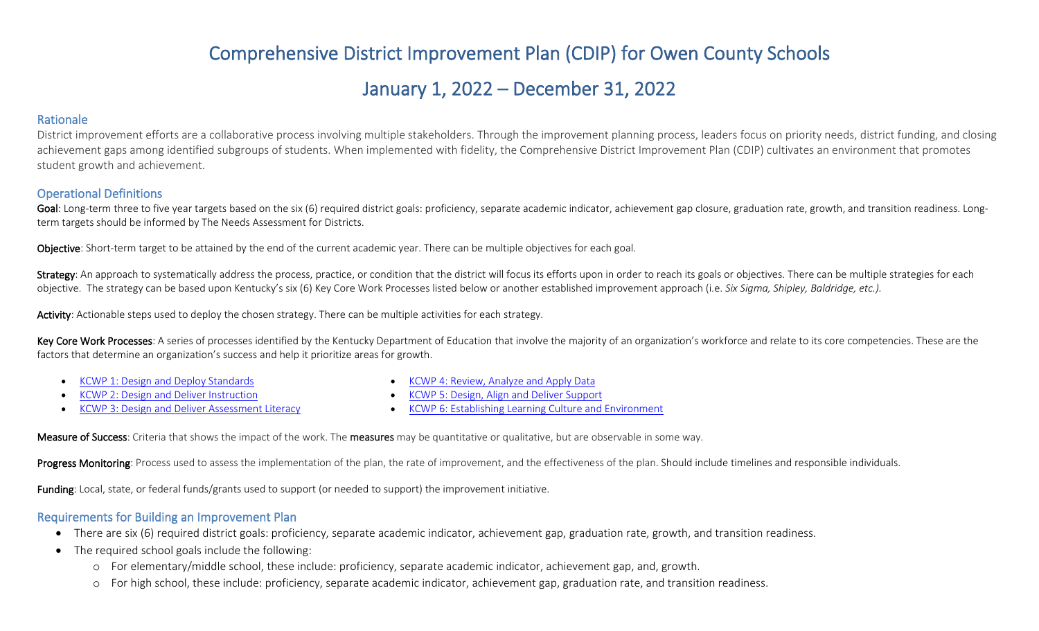# Comprehensive District Improvement Plan (CDIP) for Owen County Schools

# January 1, 2022 – December 31, 2022

## Rationale

District improvement efforts are a collaborative process involving multiple stakeholders. Through the improvement planning process, leaders focus on priority needs, district funding, and closing achievement gaps among identified subgroups of students. When implemented with fidelity, the Comprehensive District Improvement Plan (CDIP) cultivates an environment that promotes student growth and achievement.

## Operational Definitions

**Goal**: Long-term three to five year targets based on the six (6) required district goals: proficiency, separate academic indicator, achievement gap closure, graduation rate, growth, and transition readiness. Long-term targets should be informed by The Needs Assessment for Districts.

**Objective**: Short-term target to be attained by the end of the current academic year. There can be multiple objectives for each goal.

**Strategy**: An approach to systematically address the process, practice, or condition that the district will focus its efforts upon in order to reach its goals or objectives. There can be multiple strategies for each objective. The strategy can be based upon Kentucky's six (6) Key Core Work Processes listed below or another established improvement approach (i.e. *Six Sigma, Shipley, Baldridge, etc.)*.

**Activity**: Actionable steps used to deploy the chosen strategy. There can be multiple activities for each strategy.

**Key Core Work Processes**: A series of processes identified by the Kentucky Department of Education that involve the majority of an organization's workforce and relate to its core competencies. These are the factors that determine an organization's success and help it prioritize areas for growth.

- KCWP 1: Design and Deploy Standards
- KCWP 2: Design and Deliver Instruction
- KCWP 3: Design and Deliver Assessment Literacy
- KCWP 4: Review, Analyze and Apply Data
- KCWP 5: Design, Align and Deliver Support
- KCWP 6: Establishing Learning Culture and Environment

**Measure of Success**: Criteria that shows the impact of the work. The **measures** may be quantitative or qualitative, but are observable in some way.

**Progress Monitoring**: Process used to assess the implementation of the plan, the rate of improvement, and the effectiveness of the plan. Should include timelines and responsible individuals.

**Funding**: Local, state, or federal funds/grants used to support (or needed to support) the improvement initiative.

## Requirements for Building an Improvement Plan

- There are six (6) required district goals: proficiency, separate academic indicator, achievement gap, graduation rate, growth, and transition readiness.
- The required school goals include the following:
  - For elementary/middle school, these include: proficiency, separate academic indicator, achievement gap, and, growth.
  - For high school, these include: proficiency, separate academic indicator, achievement gap, graduation rate, and transition readiness.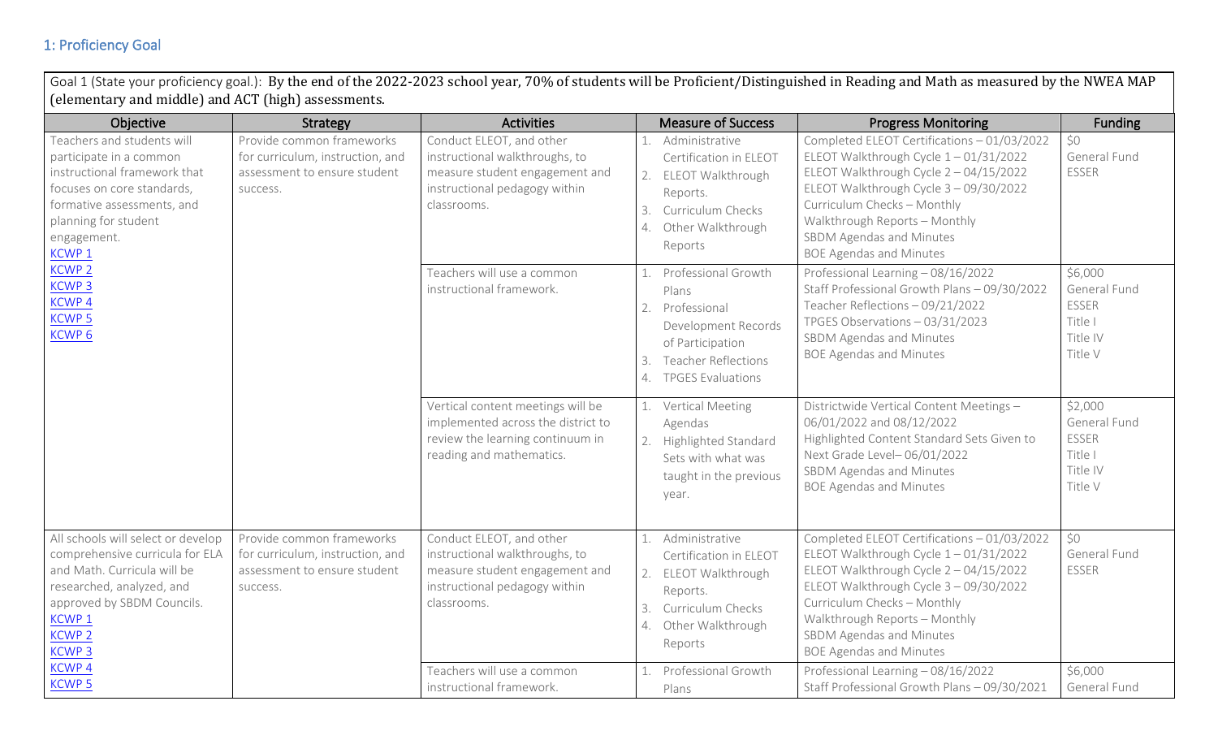## 1: Proficiency Goal

| Goal 1 (State your proficiency goal.): By the end of the 2022-2023 school year, 70% of students will be Proficient/Distinguished in Reading and Math as measured by the NWEA MAP (elementary and middle) and ACT (high) assessments. | | | | | |
|---|---|---|---|---|---|
| **Objective** | **Strategy** | **Activities** | **Measure of Success** | **Progress Monitoring** | **Funding** |
| Teachers and students will participate in a common instructional framework that focuses on core standards, formative assessments, and planning for student engagement. KCWP 1 KCWP 2 KCWP 3 KCWP 4 KCWP 5 KCWP 6 | Provide common frameworks for curriculum, instruction, and assessment to ensure student success. | Conduct ELEOT, and other instructional walkthroughs, to measure student engagement and instructional pedagogy within classrooms. | 1. Administrative Certification in ELEOT 2. ELEOT Walkthrough Reports. 3. Curriculum Checks 4. Other Walkthrough Reports | Completed ELEOT Certifications – 01/03/2022 ELEOT Walkthrough Cycle 1 – 01/31/2022 ELEOT Walkthrough Cycle 2 – 04/15/2022 ELEOT Walkthrough Cycle 3 – 09/30/2022 Curriculum Checks – Monthly Walkthrough Reports – Monthly SBDM Agendas and Minutes BOE Agendas and Minutes | $0 General Fund ESSER |
| | | Teachers will use a common instructional framework. | 1. Professional Growth Plans 2. Professional Development Records of Participation 3. Teacher Reflections 4. TPGES Evaluations | Professional Learning – 08/16/2022 Staff Professional Growth Plans – 09/30/2022 Teacher Reflections – 09/21/2022 TPGES Observations – 03/31/2023 SBDM Agendas and Minutes BOE Agendas and Minutes | $6,000 General Fund ESSER Title I Title IV Title V |
| | | Vertical content meetings will be implemented across the district to review the learning continuum in reading and mathematics. | 1. Vertical Meeting Agendas 2. Highlighted Standard Sets with what was taught in the previous year. | Districtwide Vertical Content Meetings – 06/01/2022 and 08/12/2022 Highlighted Content Standard Sets Given to Next Grade Level– 06/01/2022 SBDM Agendas and Minutes BOE Agendas and Minutes | $2,000 General Fund ESSER Title I Title IV Title V |
| All schools will select or develop comprehensive curricula for ELA and Math. Curricula will be researched, analyzed, and approved by SBDM Councils. KCWP 1 KCWP 2 KCWP 3 KCWP 4 KCWP 5 | Provide common frameworks for curriculum, instruction, and assessment to ensure student success. | Conduct ELEOT, and other instructional walkthroughs, to measure student engagement and instructional pedagogy within classrooms. | 1. Administrative Certification in ELEOT 2. ELEOT Walkthrough Reports. 3. Curriculum Checks 4. Other Walkthrough Reports | Completed ELEOT Certifications – 01/03/2022 ELEOT Walkthrough Cycle 1 – 01/31/2022 ELEOT Walkthrough Cycle 2 – 04/15/2022 ELEOT Walkthrough Cycle 3 – 09/30/2022 Curriculum Checks – Monthly Walkthrough Reports – Monthly SBDM Agendas and Minutes BOE Agendas and Minutes | $0 General Fund ESSER |
| | | Teachers will use a common instructional framework. | 1. Professional Growth Plans | Professional Learning – 08/16/2022 Staff Professional Growth Plans – 09/30/2021 | $6,000 General Fund |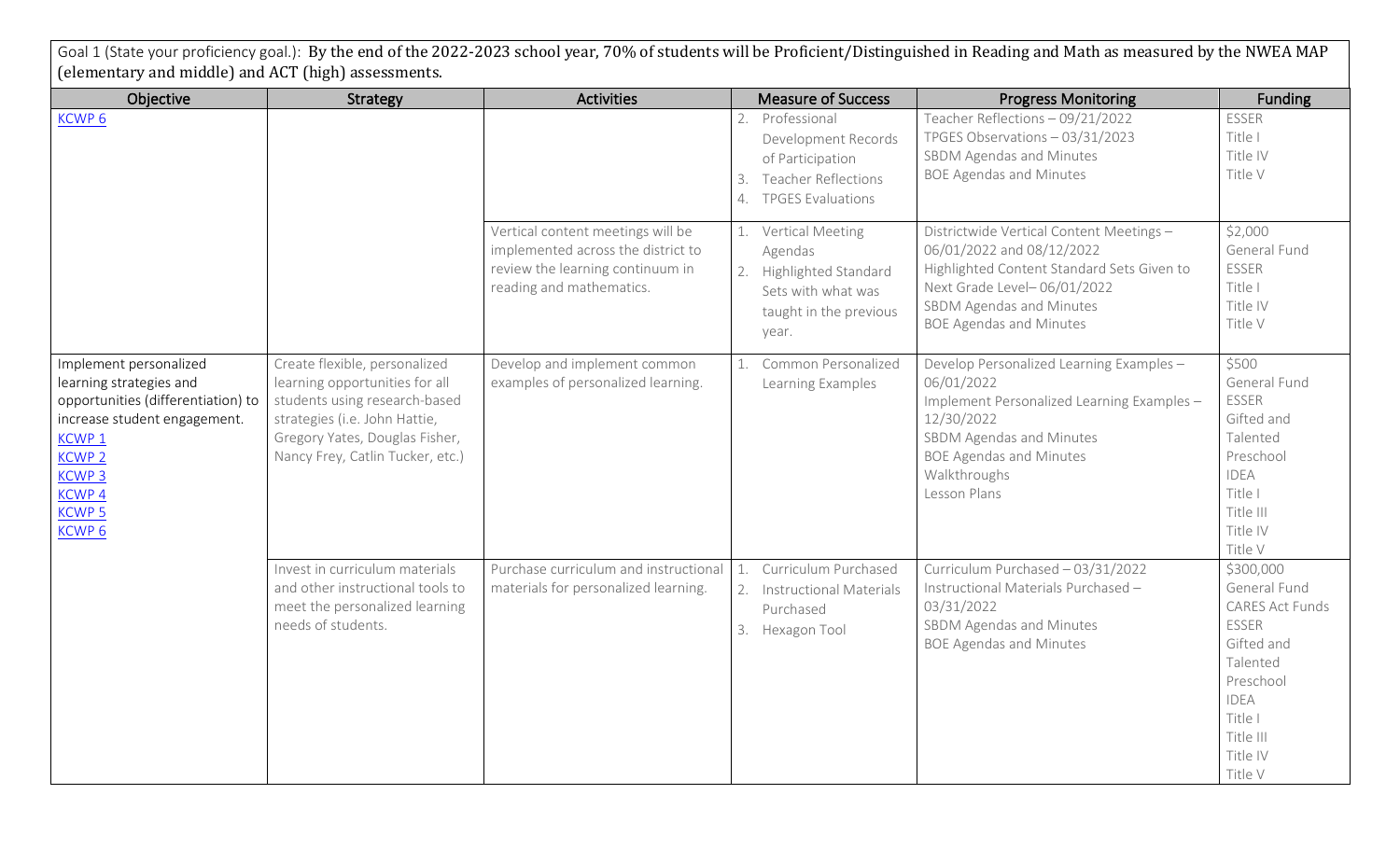Goal 1 (State your proficiency goal.): By the end of the 2022-2023 school year, 70% of students will be Proficient/Distinguished in Reading and Math as measured by the NWEA MAP (elementary and middle) and ACT (high) assessments.

| Objective | Strategy | Activities | Measure of Success | Progress Monitoring | Funding |
|---|---|---|---|---|---|
| KCWP 6 | | | 2. Professional Development Records of Participation<br>3. Teacher Reflections<br>4. TPGES Evaluations | Teacher Reflections – 09/21/2022<br>TPGES Observations – 03/31/2023<br>SBDM Agendas and Minutes<br>BOE Agendas and Minutes | ESSER<br>Title I<br>Title IV<br>Title V |
| | | Vertical content meetings will be implemented across the district to review the learning continuum in reading and mathematics. | 1. Vertical Meeting Agendas<br>2. Highlighted Standard Sets with what was taught in the previous year. | Districtwide Vertical Content Meetings – 06/01/2022 and 08/12/2022<br>Highlighted Content Standard Sets Given to Next Grade Level– 06/01/2022<br>SBDM Agendas and Minutes<br>BOE Agendas and Minutes | $2,000<br>General Fund<br>ESSER<br>Title I<br>Title IV<br>Title V |
| Implement personalized learning strategies and opportunities (differentiation) to increase student engagement.<br>KCWP 1<br>KCWP 2<br>KCWP 3<br>KCWP 4<br>KCWP 5<br>KCWP 6 | Create flexible, personalized learning opportunities for all students using research-based strategies (i.e. John Hattie, Gregory Yates, Douglas Fisher, Nancy Frey, Catlin Tucker, etc.) | Develop and implement common examples of personalized learning. | 1. Common Personalized Learning Examples | Develop Personalized Learning Examples – 06/01/2022<br>Implement Personalized Learning Examples – 12/30/2022<br>SBDM Agendas and Minutes<br>BOE Agendas and Minutes<br>Walkthroughs<br>Lesson Plans | $500<br>General Fund<br>ESSER<br>Gifted and Talented<br>Preschool<br>IDEA<br>Title I<br>Title III<br>Title IV<br>Title V |
| | Invest in curriculum materials and other instructional tools to meet the personalized learning needs of students. | Purchase curriculum and instructional materials for personalized learning. | 1. Curriculum Purchased<br>2. Instructional Materials Purchased<br>3. Hexagon Tool | Curriculum Purchased – 03/31/2022<br>Instructional Materials Purchased – 03/31/2022<br>SBDM Agendas and Minutes<br>BOE Agendas and Minutes | $300,000<br>General Fund<br>CARES Act Funds<br>ESSER<br>Gifted and Talented<br>Preschool<br>IDEA<br>Title I<br>Title III<br>Title IV<br>Title V |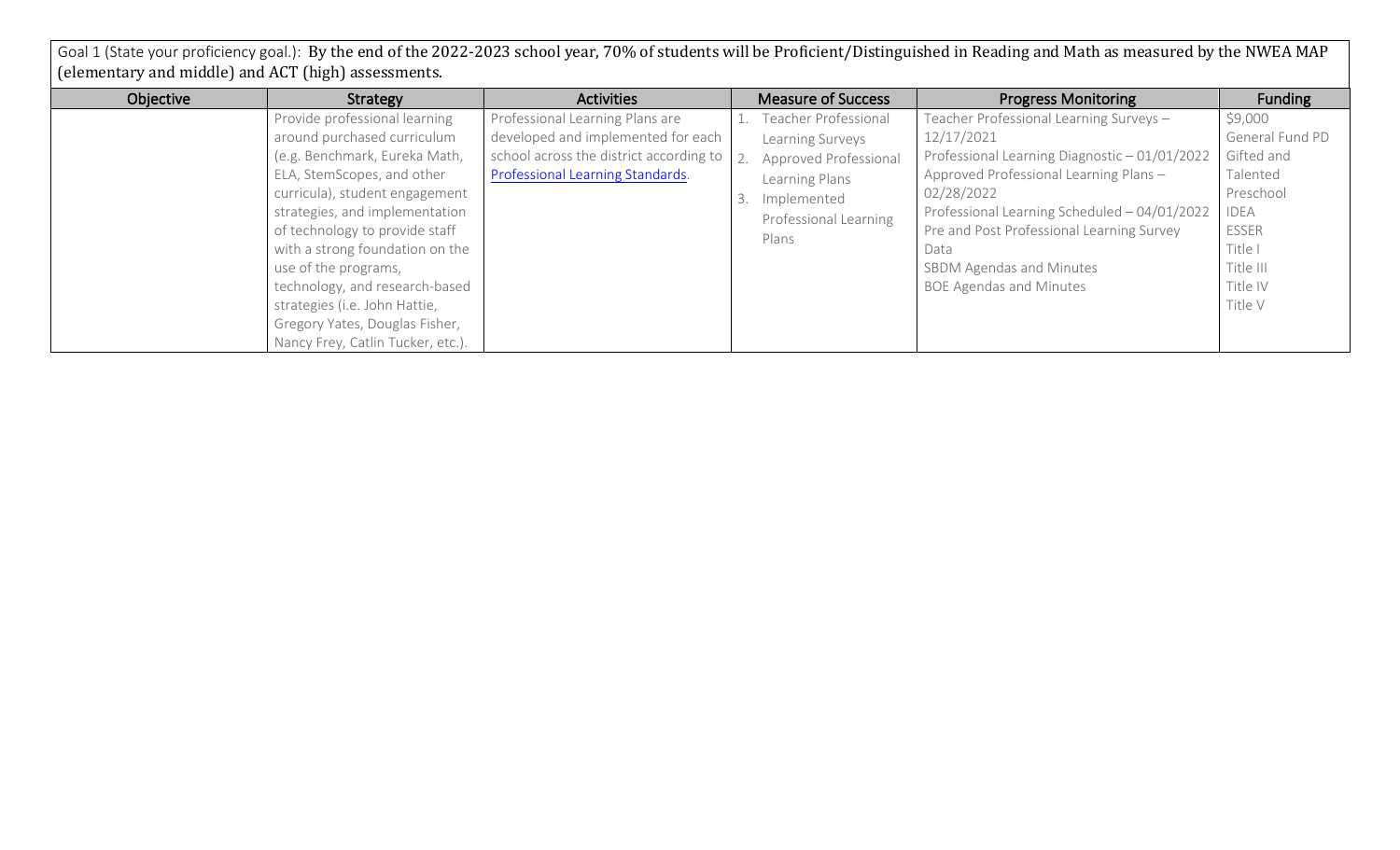Goal 1 (State your proficiency goal.): By the end of the 2022-2023 school year, 70% of students will be Proficient/Distinguished in Reading and Math as measured by the NWEA MAP (elementary and middle) and ACT (high) assessments.

| Objective | Strategy | Activities | Measure of Success | Progress Monitoring | Funding |
|---|---|---|---|---|---|
| | Provide professional learning around purchased curriculum (e.g. Benchmark, Eureka Math, ELA, StemScopes, and other curricula), student engagement strategies, and implementation of technology to provide staff with a strong foundation on the use of the programs, technology, and research-based strategies (i.e. John Hattie, Gregory Yates, Douglas Fisher, Nancy Frey, Catlin Tucker, etc.). | Professional Learning Plans are developed and implemented for each school across the district according to Professional Learning Standards. | 1. Teacher Professional Learning Surveys<br>2. Approved Professional Learning Plans<br>3. Implemented Professional Learning Plans | Teacher Professional Learning Surveys – 12/17/2021<br>Professional Learning Diagnostic – 01/01/2022<br>Approved Professional Learning Plans – 02/28/2022<br>Professional Learning Scheduled – 04/01/2022<br>Pre and Post Professional Learning Survey Data<br>SBDM Agendas and Minutes<br>BOE Agendas and Minutes | \$9,000<br>General Fund PD<br>Gifted and Talented<br>Preschool<br>IDEA<br>ESSER<br>Title I<br>Title III<br>Title IV<br>Title V |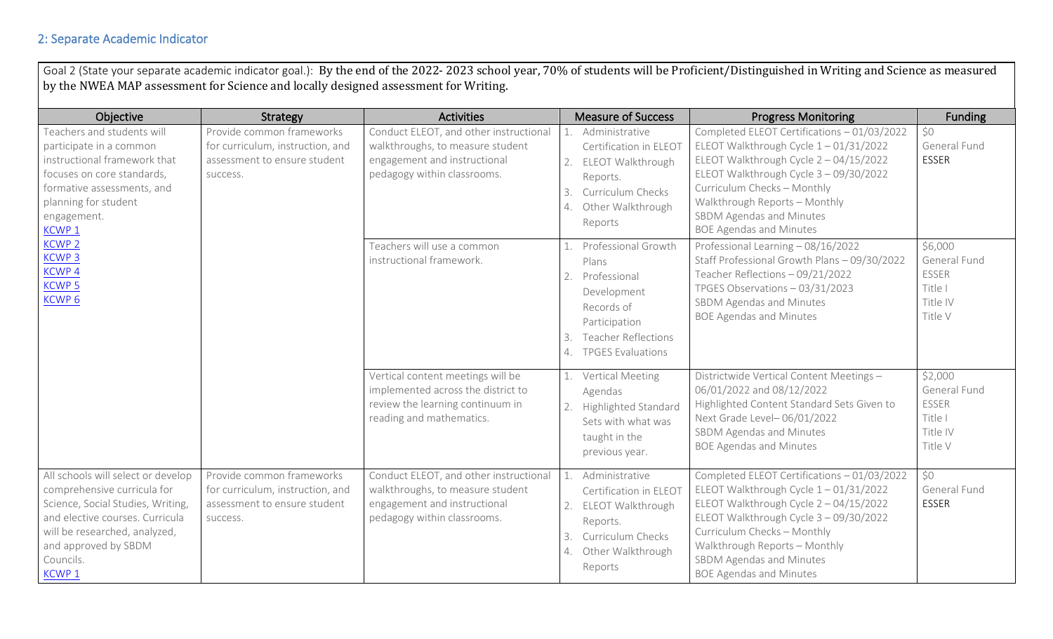## 2: Separate Academic Indicator

Goal 2 (State your separate academic indicator goal.): By the end of the 2022- 2023 school year, 70% of students will be Proficient/Distinguished in Writing and Science as measured by the NWEA MAP assessment for Science and locally designed assessment for Writing.

| Objective | Strategy | Activities | Measure of Success | Progress Monitoring | Funding |
|---|---|---|---|---|---|
| Teachers and students will participate in a common instructional framework that focuses on core standards, formative assessments, and planning for student engagement. KCWP 1 KCWP 2 KCWP 3 KCWP 4 KCWP 5 KCWP 6 | Provide common frameworks for curriculum, instruction, and assessment to ensure student success. | Conduct ELEOT, and other instructional walkthroughs, to measure student engagement and instructional pedagogy within classrooms. | 1. Administrative Certification in ELEOT<br>2. ELEOT Walkthrough Reports.<br>3. Curriculum Checks<br>4. Other Walkthrough Reports | Completed ELEOT Certifications – 01/03/2022<br>ELEOT Walkthrough Cycle 1 – 01/31/2022<br>ELEOT Walkthrough Cycle 2 – 04/15/2022<br>ELEOT Walkthrough Cycle 3 – 09/30/2022<br>Curriculum Checks – Monthly<br>Walkthrough Reports – Monthly<br>SBDM Agendas and Minutes<br>BOE Agendas and Minutes | $0<br>General Fund<br>ESSER |
| | | Teachers will use a common instructional framework. | 1. Professional Growth Plans<br>2. Professional Development Records of Participation<br>3. Teacher Reflections<br>4. TPGES Evaluations | Professional Learning – 08/16/2022<br>Staff Professional Growth Plans – 09/30/2022<br>Teacher Reflections – 09/21/2022<br>TPGES Observations – 03/31/2023<br>SBDM Agendas and Minutes<br>BOE Agendas and Minutes | $6,000<br>General Fund<br>ESSER<br>Title I<br>Title IV<br>Title V |
| | | Vertical content meetings will be implemented across the district to review the learning continuum in reading and mathematics. | 1. Vertical Meeting Agendas<br>2. Highlighted Standard Sets with what was taught in the previous year. | Districtwide Vertical Content Meetings – 06/01/2022 and 08/12/2022<br>Highlighted Content Standard Sets Given to Next Grade Level– 06/01/2022<br>SBDM Agendas and Minutes<br>BOE Agendas and Minutes | $2,000<br>General Fund<br>ESSER<br>Title I<br>Title IV<br>Title V |
| All schools will select or develop comprehensive curricula for Science, Social Studies, Writing, and elective courses. Curricula will be researched, analyzed, and approved by SBDM Councils. KCWP 1 | Provide common frameworks for curriculum, instruction, and assessment to ensure student success. | Conduct ELEOT, and other instructional walkthroughs, to measure student engagement and instructional pedagogy within classrooms. | 1. Administrative Certification in ELEOT<br>2. ELEOT Walkthrough Reports.<br>3. Curriculum Checks<br>4. Other Walkthrough Reports | Completed ELEOT Certifications – 01/03/2022<br>ELEOT Walkthrough Cycle 1 – 01/31/2022<br>ELEOT Walkthrough Cycle 2 – 04/15/2022<br>ELEOT Walkthrough Cycle 3 – 09/30/2022<br>Curriculum Checks – Monthly<br>Walkthrough Reports – Monthly<br>SBDM Agendas and Minutes<br>BOE Agendas and Minutes | $0<br>General Fund<br>ESSER |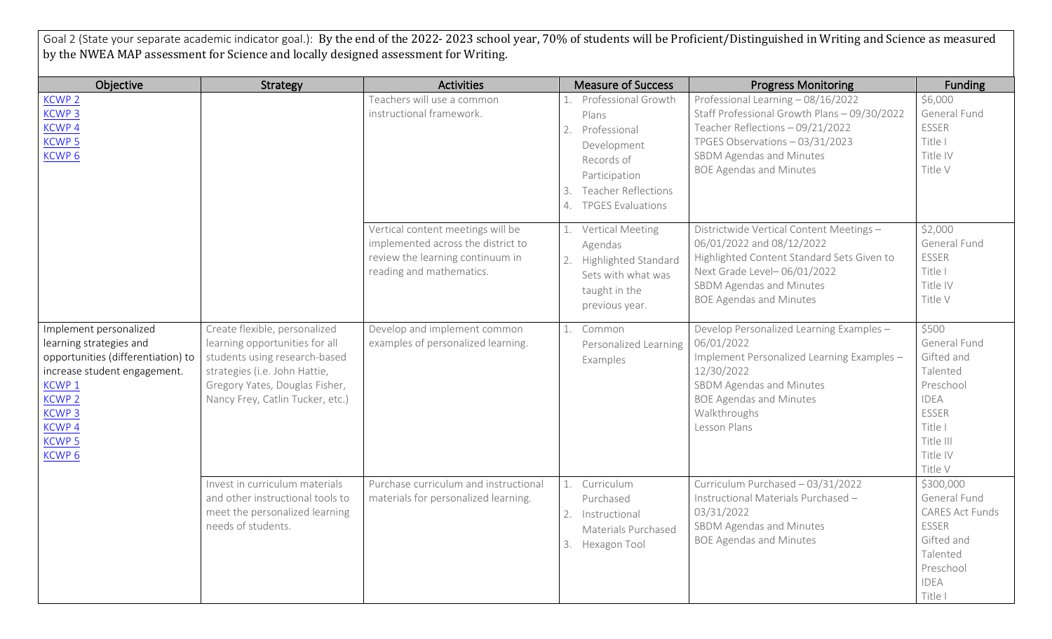Goal 2 (State your separate academic indicator goal.): By the end of the 2022- 2023 school year, 70% of students will be Proficient/Distinguished in Writing and Science as measured by the NWEA MAP assessment for Science and locally designed assessment for Writing.

| Objective | Strategy | Activities | Measure of Success | Progress Monitoring | Funding |
|---|---|---|---|---|---|
| KCWP 2<br>KCWP 3<br>KCWP 4<br>KCWP 5<br>KCWP 6 | | Teachers will use a common instructional framework. | 1. Professional Growth Plans<br>2. Professional Development Records of Participation<br>3. Teacher Reflections<br>4. TPGES Evaluations | Professional Learning – 08/16/2022<br>Staff Professional Growth Plans – 09/30/2022<br>Teacher Reflections – 09/21/2022<br>TPGES Observations – 03/31/2023<br>SBDM Agendas and Minutes<br>BOE Agendas and Minutes | $6,000<br>General Fund<br>ESSER<br>Title I<br>Title IV<br>Title V |
| | | Vertical content meetings will be implemented across the district to review the learning continuum in reading and mathematics. | 1. Vertical Meeting Agendas<br>2. Highlighted Standard Sets with what was taught in the previous year. | Districtwide Vertical Content Meetings – 06/01/2022 and 08/12/2022<br>Highlighted Content Standard Sets Given to Next Grade Level– 06/01/2022<br>SBDM Agendas and Minutes<br>BOE Agendas and Minutes | $2,000<br>General Fund<br>ESSER<br>Title I<br>Title IV<br>Title V |
| Implement personalized learning strategies and opportunities (differentiation) to increase student engagement.<br>KCWP 1<br>KCWP 2<br>KCWP 3<br>KCWP 4<br>KCWP 5<br>KCWP 6 | Create flexible, personalized learning opportunities for all students using research-based strategies (i.e. John Hattie, Gregory Yates, Douglas Fisher, Nancy Frey, Catlin Tucker, etc.) | Develop and implement common examples of personalized learning. | 1. Common Personalized Learning Examples | Develop Personalized Learning Examples – 06/01/2022<br>Implement Personalized Learning Examples – 12/30/2022<br>SBDM Agendas and Minutes<br>BOE Agendas and Minutes<br>Walkthroughs<br>Lesson Plans | $500<br>General Fund<br>Gifted and Talented<br>Preschool<br>IDEA<br>ESSER<br>Title I<br>Title III<br>Title IV<br>Title V |
| | Invest in curriculum materials and other instructional tools to meet the personalized learning needs of students. | Purchase curriculum and instructional materials for personalized learning. | 1. Curriculum Purchased<br>2. Instructional Materials Purchased<br>3. Hexagon Tool | Curriculum Purchased – 03/31/2022<br>Instructional Materials Purchased – 03/31/2022<br>SBDM Agendas and Minutes<br>BOE Agendas and Minutes | $300,000<br>General Fund<br>CARES Act Funds<br>ESSER<br>Gifted and Talented<br>Preschool<br>IDEA<br>Title I |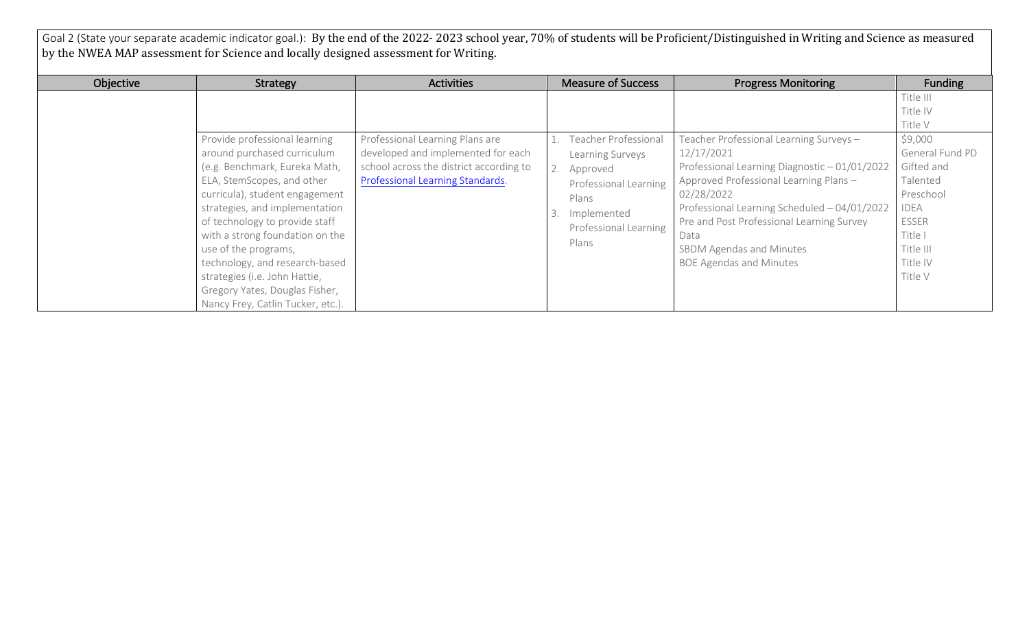Goal 2 (State your separate academic indicator goal.): By the end of the 2022- 2023 school year, 70% of students will be Proficient/Distinguished in Writing and Science as measured by the NWEA MAP assessment for Science and locally designed assessment for Writing.

| Objective | Strategy | Activities | Measure of Success | Progress Monitoring | Funding |
|---|---|---|---|---|---|
| | | | | | Title III<br>Title IV<br>Title V |
| | Provide professional learning around purchased curriculum (e.g. Benchmark, Eureka Math, ELA, StemScopes, and other curricula), student engagement strategies, and implementation of technology to provide staff with a strong foundation on the use of the programs, technology, and research-based strategies (i.e. John Hattie, Gregory Yates, Douglas Fisher, Nancy Frey, Catlin Tucker, etc.). | Professional Learning Plans are developed and implemented for each school across the district according to Professional Learning Standards. | 1. Teacher Professional Learning Surveys<br>2. Approved Professional Learning Plans<br>3. Implemented Professional Learning Plans | Teacher Professional Learning Surveys – 12/17/2021<br>Professional Learning Diagnostic – 01/01/2022<br>Approved Professional Learning Plans – 02/28/2022<br>Professional Learning Scheduled – 04/01/2022<br>Pre and Post Professional Learning Survey Data<br>SBDM Agendas and Minutes<br>BOE Agendas and Minutes | $9,000<br>General Fund PD<br>Gifted and Talented<br>Preschool<br>IDEA<br>ESSER<br>Title I<br>Title III<br>Title IV<br>Title V |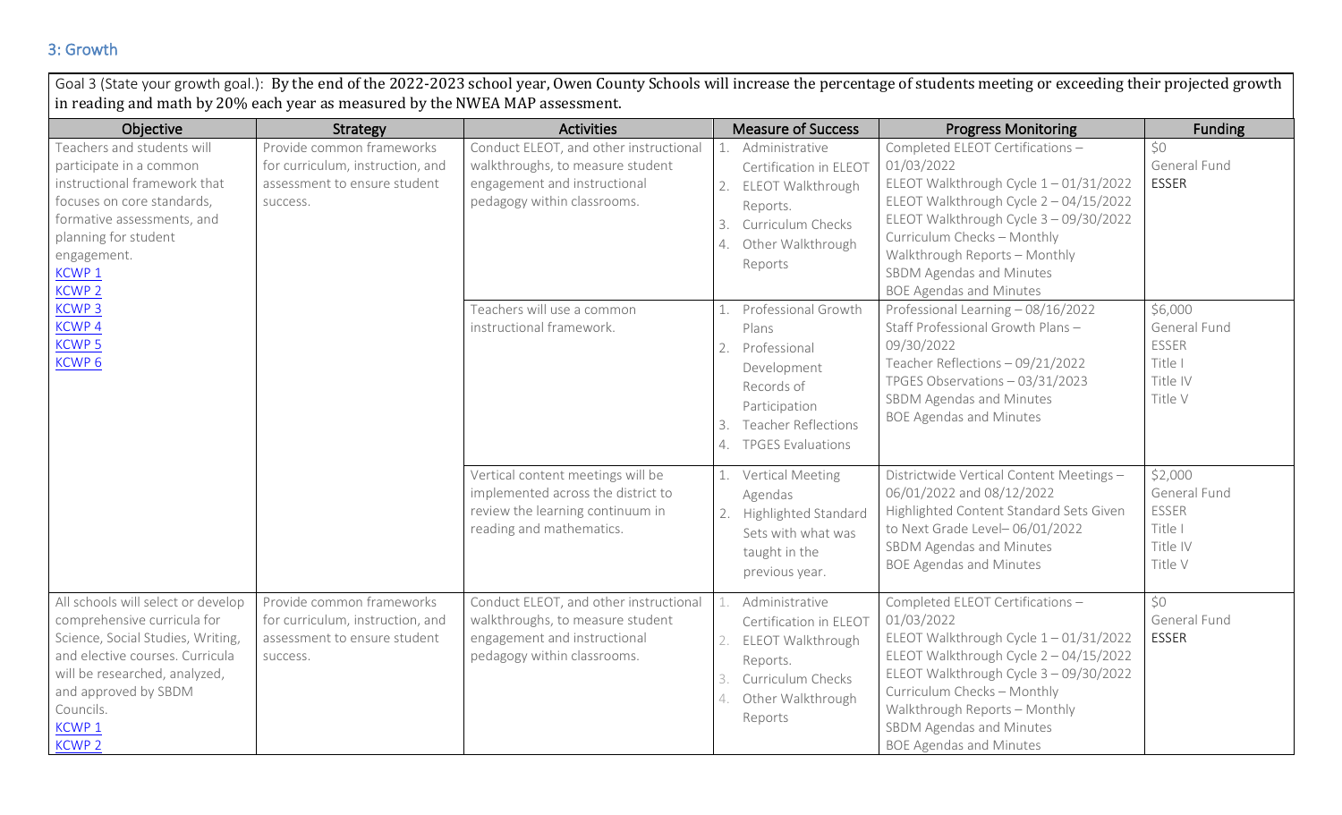## 3: Growth

Goal 3 (State your growth goal.): By the end of the 2022-2023 school year, Owen County Schools will increase the percentage of students meeting or exceeding their projected growth in reading and math by 20% each year as measured by the NWEA MAP assessment.

| Objective | Strategy | Activities | Measure of Success | Progress Monitoring | Funding |
|---|---|---|---|---|---|
| Teachers and students will participate in a common instructional framework that focuses on core standards, formative assessments, and planning for student engagement.<br>KCWP 1<br>KCWP 2<br>KCWP 3<br>KCWP 4<br>KCWP 5<br>KCWP 6 | Provide common frameworks for curriculum, instruction, and assessment to ensure student success. | Conduct ELEOT, and other instructional walkthroughs, to measure student engagement and instructional pedagogy within classrooms. | 1. Administrative Certification in ELEOT<br>2. ELEOT Walkthrough Reports.<br>3. Curriculum Checks<br>4. Other Walkthrough Reports | Completed ELEOT Certifications – 01/03/2022<br>ELEOT Walkthrough Cycle 1 – 01/31/2022<br>ELEOT Walkthrough Cycle 2 – 04/15/2022<br>ELEOT Walkthrough Cycle 3 – 09/30/2022<br>Curriculum Checks – Monthly<br>Walkthrough Reports – Monthly<br>SBDM Agendas and Minutes<br>BOE Agendas and Minutes | $0<br>General Fund<br>ESSER |
| | | Teachers will use a common instructional framework. | 1. Professional Growth Plans<br>2. Professional Development Records of Participation<br>3. Teacher Reflections<br>4. TPGES Evaluations | Professional Learning – 08/16/2022<br>Staff Professional Growth Plans – 09/30/2022<br>Teacher Reflections – 09/21/2022<br>TPGES Observations – 03/31/2023<br>SBDM Agendas and Minutes<br>BOE Agendas and Minutes | $6,000<br>General Fund<br>ESSER<br>Title I<br>Title IV<br>Title V |
| | | Vertical content meetings will be implemented across the district to review the learning continuum in reading and mathematics. | 1. Vertical Meeting Agendas<br>2. Highlighted Standard Sets with what was taught in the previous year. | Districtwide Vertical Content Meetings – 06/01/2022 and 08/12/2022<br>Highlighted Content Standard Sets Given to Next Grade Level– 06/01/2022<br>SBDM Agendas and Minutes<br>BOE Agendas and Minutes | $2,000<br>General Fund<br>ESSER<br>Title I<br>Title IV<br>Title V |
| All schools will select or develop comprehensive curricula for Science, Social Studies, Writing, and elective courses. Curricula will be researched, analyzed, and approved by SBDM Councils.<br>KCWP 1<br>KCWP 2 | Provide common frameworks for curriculum, instruction, and assessment to ensure student success. | Conduct ELEOT, and other instructional walkthroughs, to measure student engagement and instructional pedagogy within classrooms. | 1. Administrative Certification in ELEOT<br>2. ELEOT Walkthrough Reports.<br>3. Curriculum Checks<br>4. Other Walkthrough Reports | Completed ELEOT Certifications – 01/03/2022<br>ELEOT Walkthrough Cycle 1 – 01/31/2022<br>ELEOT Walkthrough Cycle 2 – 04/15/2022<br>ELEOT Walkthrough Cycle 3 – 09/30/2022<br>Curriculum Checks – Monthly<br>Walkthrough Reports – Monthly<br>SBDM Agendas and Minutes<br>BOE Agendas and Minutes | $0<br>General Fund<br>ESSER |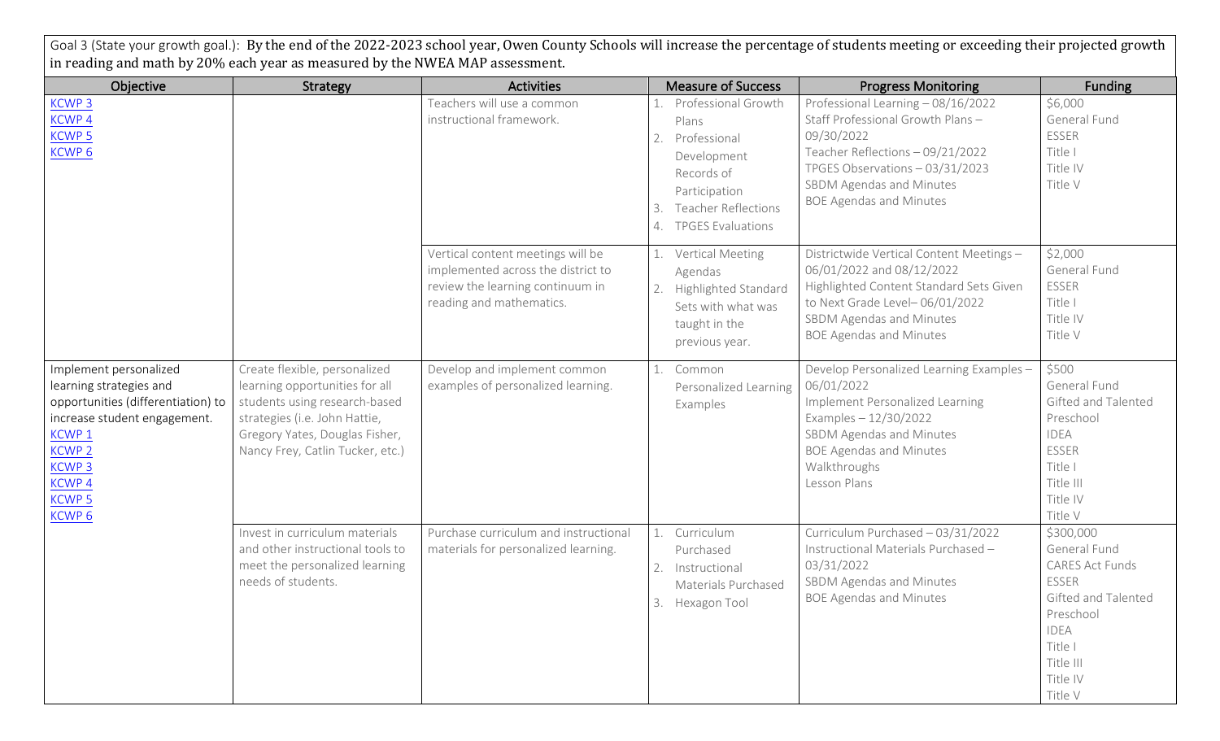Goal 3 (State your growth goal.): By the end of the 2022-2023 school year, Owen County Schools will increase the percentage of students meeting or exceeding their projected growth in reading and math by 20% each year as measured by the NWEA MAP assessment.

| Objective | Strategy | Activities | Measure of Success | Progress Monitoring | Funding |
|---|---|---|---|---|---|
| KCWP 3<br>KCWP 4<br>KCWP 5<br>KCWP 6 | | Teachers will use a common instructional framework. | 1. Professional Growth Plans<br>2. Professional Development Records of Participation<br>3. Teacher Reflections<br>4. TPGES Evaluations | Professional Learning – 08/16/2022<br>Staff Professional Growth Plans – 09/30/2022<br>Teacher Reflections – 09/21/2022<br>TPGES Observations – 03/31/2023<br>SBDM Agendas and Minutes<br>BOE Agendas and Minutes | $6,000<br>General Fund<br>ESSER<br>Title I<br>Title IV<br>Title V |
| | | Vertical content meetings will be implemented across the district to review the learning continuum in reading and mathematics. | 1. Vertical Meeting Agendas<br>2. Highlighted Standard Sets with what was taught in the previous year. | Districtwide Vertical Content Meetings – 06/01/2022 and 08/12/2022<br>Highlighted Content Standard Sets Given to Next Grade Level– 06/01/2022<br>SBDM Agendas and Minutes<br>BOE Agendas and Minutes | $2,000<br>General Fund<br>ESSER<br>Title I<br>Title IV<br>Title V |
| Implement personalized learning strategies and opportunities (differentiation) to increase student engagement.<br>KCWP 1<br>KCWP 2<br>KCWP 3<br>KCWP 4<br>KCWP 5<br>KCWP 6 | Create flexible, personalized learning opportunities for all students using research-based strategies (i.e. John Hattie, Gregory Yates, Douglas Fisher, Nancy Frey, Catlin Tucker, etc.) | Develop and implement common examples of personalized learning. | 1. Common Personalized Learning Examples | Develop Personalized Learning Examples – 06/01/2022<br>Implement Personalized Learning Examples – 12/30/2022<br>SBDM Agendas and Minutes<br>BOE Agendas and Minutes<br>Walkthroughs<br>Lesson Plans | $500<br>General Fund<br>Gifted and Talented<br>Preschool<br>IDEA<br>ESSER<br>Title I<br>Title III<br>Title IV<br>Title V |
| | Invest in curriculum materials and other instructional tools to meet the personalized learning needs of students. | Purchase curriculum and instructional materials for personalized learning. | 1. Curriculum Purchased<br>2. Instructional Materials Purchased<br>3. Hexagon Tool | Curriculum Purchased – 03/31/2022<br>Instructional Materials Purchased – 03/31/2022<br>SBDM Agendas and Minutes<br>BOE Agendas and Minutes | $300,000<br>General Fund<br>CARES Act Funds<br>ESSER<br>Gifted and Talented<br>Preschool<br>IDEA<br>Title I<br>Title III<br>Title IV<br>Title V |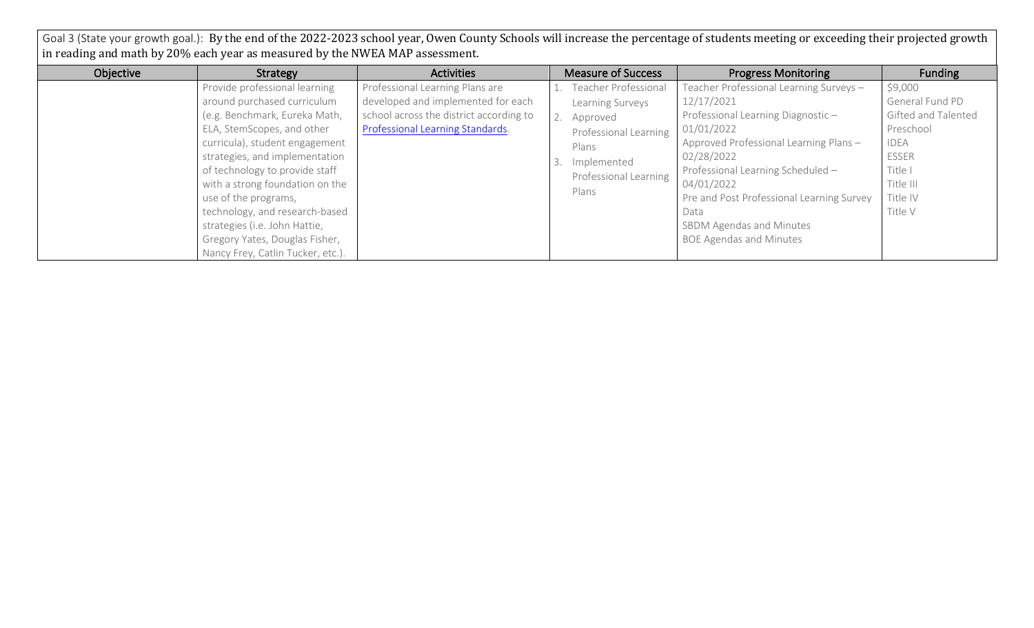Goal 3 (State your growth goal.): By the end of the 2022-2023 school year, Owen County Schools will increase the percentage of students meeting or exceeding their projected growth in reading and math by 20% each year as measured by the NWEA MAP assessment.

| Objective | Strategy | Activities | Measure of Success | Progress Monitoring | Funding |
|---|---|---|---|---|---|
| | Provide professional learning around purchased curriculum (e.g. Benchmark, Eureka Math, ELA, StemScopes, and other curricula), student engagement strategies, and implementation of technology to provide staff with a strong foundation on the use of the programs, technology, and research-based strategies (i.e. John Hattie, Gregory Yates, Douglas Fisher, Nancy Frey, Catlin Tucker, etc.). | Professional Learning Plans are developed and implemented for each school across the district according to Professional Learning Standards. | 1. Teacher Professional Learning Surveys<br>2. Approved Professional Learning Plans<br>3. Implemented Professional Learning Plans | Teacher Professional Learning Surveys – 12/17/2021<br>Professional Learning Diagnostic – 01/01/2022<br>Approved Professional Learning Plans – 02/28/2022<br>Professional Learning Scheduled – 04/01/2022<br>Pre and Post Professional Learning Survey Data<br>SBDM Agendas and Minutes<br>BOE Agendas and Minutes | \$9,000<br>General Fund PD<br>Gifted and Talented<br>Preschool<br>IDEA<br>ESSER<br>Title I<br>Title III<br>Title IV<br>Title V |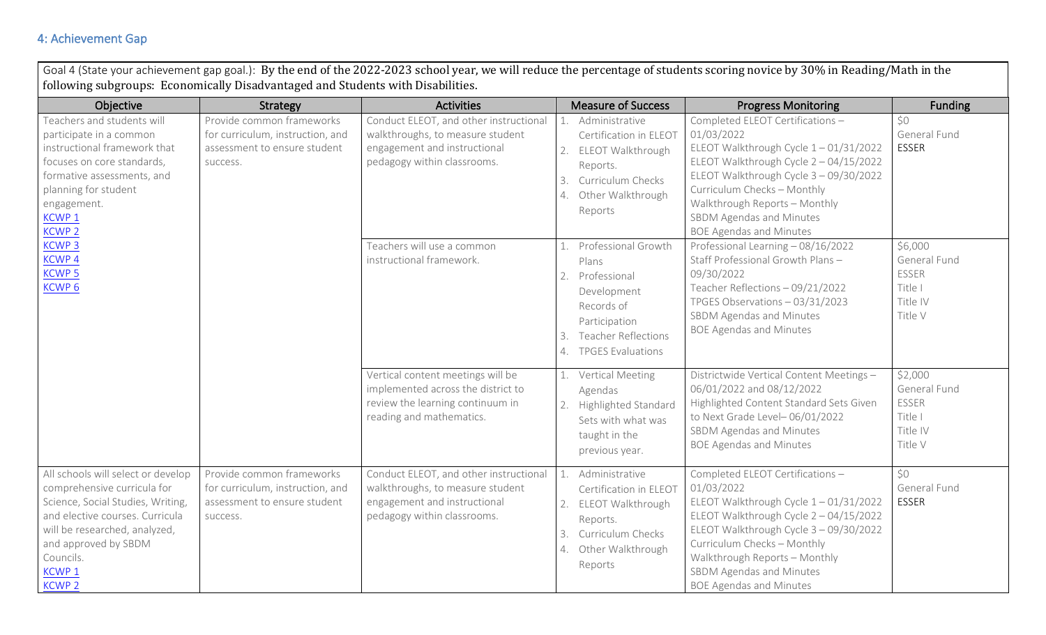## 4: Achievement Gap

| Goal 4 (State your achievement gap goal.): By the end of the 2022-2023 school year, we will reduce the percentage of students scoring novice by 30% in Reading/Math in the following subgroups: Economically Disadvantaged and Students with Disabilities. | | | | | |
|---|---|---|---|---|---|
| **Objective** | **Strategy** | **Activities** | **Measure of Success** | **Progress Monitoring** | **Funding** |
| Teachers and students will participate in a common instructional framework that focuses on core standards, formative assessments, and planning for student engagement. KCWP 1 KCWP 2 KCWP 3 KCWP 4 KCWP 5 KCWP 6 | Provide common frameworks for curriculum, instruction, and assessment to ensure student success. | Conduct ELEOT, and other instructional walkthroughs, to measure student engagement and instructional pedagogy within classrooms. | 1. Administrative Certification in ELEOT 2. ELEOT Walkthrough Reports. 3. Curriculum Checks 4. Other Walkthrough Reports | Completed ELEOT Certifications – 01/03/2022 ELEOT Walkthrough Cycle 1 – 01/31/2022 ELEOT Walkthrough Cycle 2 – 04/15/2022 ELEOT Walkthrough Cycle 3 – 09/30/2022 Curriculum Checks – Monthly Walkthrough Reports – Monthly SBDM Agendas and Minutes BOE Agendas and Minutes | $0 General Fund ESSER |
| | | Teachers will use a common instructional framework. | 1. Professional Growth Plans 2. Professional Development Records of Participation 3. Teacher Reflections 4. TPGES Evaluations | Professional Learning – 08/16/2022 Staff Professional Growth Plans – 09/30/2022 Teacher Reflections – 09/21/2022 TPGES Observations – 03/31/2023 SBDM Agendas and Minutes BOE Agendas and Minutes | $6,000 General Fund ESSER Title I Title IV Title V |
| | | Vertical content meetings will be implemented across the district to review the learning continuum in reading and mathematics. | 1. Vertical Meeting Agendas 2. Highlighted Standard Sets with what was taught in the previous year. | Districtwide Vertical Content Meetings – 06/01/2022 and 08/12/2022 Highlighted Content Standard Sets Given to Next Grade Level– 06/01/2022 SBDM Agendas and Minutes BOE Agendas and Minutes | $2,000 General Fund ESSER Title I Title IV Title V |
| All schools will select or develop comprehensive curricula for Science, Social Studies, Writing, and elective courses. Curricula will be researched, analyzed, and approved by SBDM Councils. KCWP 1 KCWP 2 | Provide common frameworks for curriculum, instruction, and assessment to ensure student success. | Conduct ELEOT, and other instructional walkthroughs, to measure student engagement and instructional pedagogy within classrooms. | 1. Administrative Certification in ELEOT 2. ELEOT Walkthrough Reports. 3. Curriculum Checks 4. Other Walkthrough Reports | Completed ELEOT Certifications – 01/03/2022 ELEOT Walkthrough Cycle 1 – 01/31/2022 ELEOT Walkthrough Cycle 2 – 04/15/2022 ELEOT Walkthrough Cycle 3 – 09/30/2022 Curriculum Checks – Monthly Walkthrough Reports – Monthly SBDM Agendas and Minutes BOE Agendas and Minutes | $0 General Fund ESSER |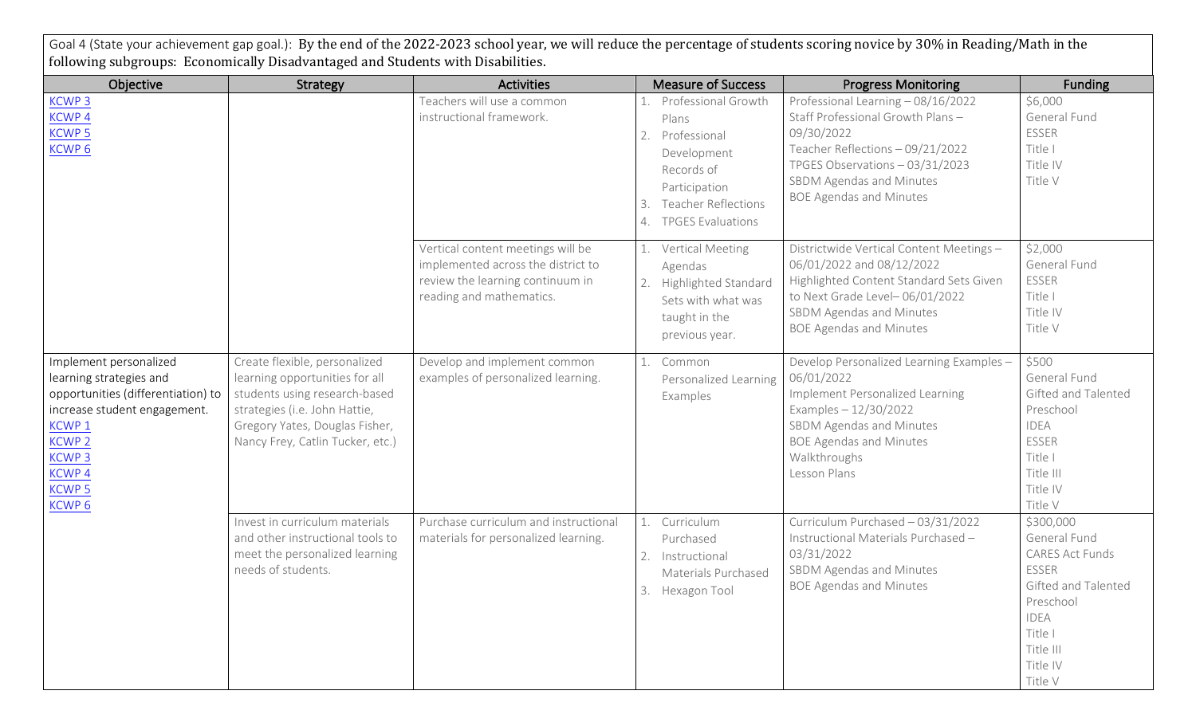Goal 4 (State your achievement gap goal.): By the end of the 2022-2023 school year, we will reduce the percentage of students scoring novice by 30% in Reading/Math in the following subgroups: Economically Disadvantaged and Students with Disabilities.

| Objective | Strategy | Activities | Measure of Success | Progress Monitoring | Funding |
|---|---|---|---|---|---|
| KCWP 3<br>KCWP 4<br>KCWP 5<br>KCWP 6 | | Teachers will use a common instructional framework. | 1. Professional Growth Plans<br>2. Professional Development Records of Participation<br>3. Teacher Reflections<br>4. TPGES Evaluations | Professional Learning – 08/16/2022<br>Staff Professional Growth Plans – 09/30/2022<br>Teacher Reflections – 09/21/2022<br>TPGES Observations – 03/31/2023<br>SBDM Agendas and Minutes<br>BOE Agendas and Minutes | $6,000<br>General Fund<br>ESSER<br>Title I<br>Title IV<br>Title V |
| | | Vertical content meetings will be implemented across the district to review the learning continuum in reading and mathematics. | 1. Vertical Meeting Agendas<br>2. Highlighted Standard Sets with what was taught in the previous year. | Districtwide Vertical Content Meetings – 06/01/2022 and 08/12/2022<br>Highlighted Content Standard Sets Given to Next Grade Level– 06/01/2022<br>SBDM Agendas and Minutes<br>BOE Agendas and Minutes | $2,000<br>General Fund<br>ESSER<br>Title I<br>Title IV<br>Title V |
| Implement personalized learning strategies and opportunities (differentiation) to increase student engagement.<br>KCWP 1<br>KCWP 2<br>KCWP 3<br>KCWP 4<br>KCWP 5<br>KCWP 6 | Create flexible, personalized learning opportunities for all students using research-based strategies (i.e. John Hattie, Gregory Yates, Douglas Fisher, Nancy Frey, Catlin Tucker, etc.) | Develop and implement common examples of personalized learning. | 1. Common Personalized Learning Examples | Develop Personalized Learning Examples – 06/01/2022<br>Implement Personalized Learning Examples – 12/30/2022<br>SBDM Agendas and Minutes<br>BOE Agendas and Minutes<br>Walkthroughs<br>Lesson Plans | $500<br>General Fund<br>Gifted and Talented<br>Preschool<br>IDEA<br>ESSER<br>Title I<br>Title III<br>Title IV<br>Title V |
| | Invest in curriculum materials and other instructional tools to meet the personalized learning needs of students. | Purchase curriculum and instructional materials for personalized learning. | 1. Curriculum Purchased<br>2. Instructional Materials Purchased<br>3. Hexagon Tool | Curriculum Purchased – 03/31/2022<br>Instructional Materials Purchased – 03/31/2022<br>SBDM Agendas and Minutes<br>BOE Agendas and Minutes | $300,000<br>General Fund<br>CARES Act Funds<br>ESSER<br>Gifted and Talented<br>Preschool<br>IDEA<br>Title I<br>Title III<br>Title IV<br>Title V |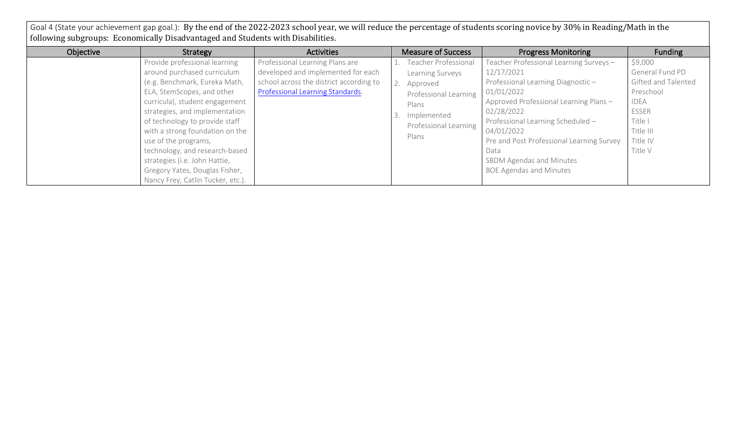Goal 4 (State your achievement gap goal.): By the end of the 2022-2023 school year, we will reduce the percentage of students scoring novice by 30% in Reading/Math in the following subgroups: Economically Disadvantaged and Students with Disabilities.

| Objective | Strategy | Activities | Measure of Success | Progress Monitoring | Funding |
|---|---|---|---|---|---|
| | Provide professional learning around purchased curriculum (e.g. Benchmark, Eureka Math, ELA, StemScopes, and other curricula), student engagement strategies, and implementation of technology to provide staff with a strong foundation on the use of the programs, technology, and research-based strategies (i.e. John Hattie, Gregory Yates, Douglas Fisher, Nancy Frey, Catlin Tucker, etc.). | Professional Learning Plans are developed and implemented for each school across the district according to Professional Learning Standards. | 1. Teacher Professional Learning Surveys<br>2. Approved Professional Learning Plans<br>3. Implemented Professional Learning Plans | Teacher Professional Learning Surveys – 12/17/2021<br>Professional Learning Diagnostic – 01/01/2022<br>Approved Professional Learning Plans – 02/28/2022<br>Professional Learning Scheduled – 04/01/2022<br>Pre and Post Professional Learning Survey Data<br>SBDM Agendas and Minutes<br>BOE Agendas and Minutes | $9,000<br>General Fund PD<br>Gifted and Talented<br>Preschool<br>IDEA<br>ESSER<br>Title I<br>Title III<br>Title IV<br>Title V |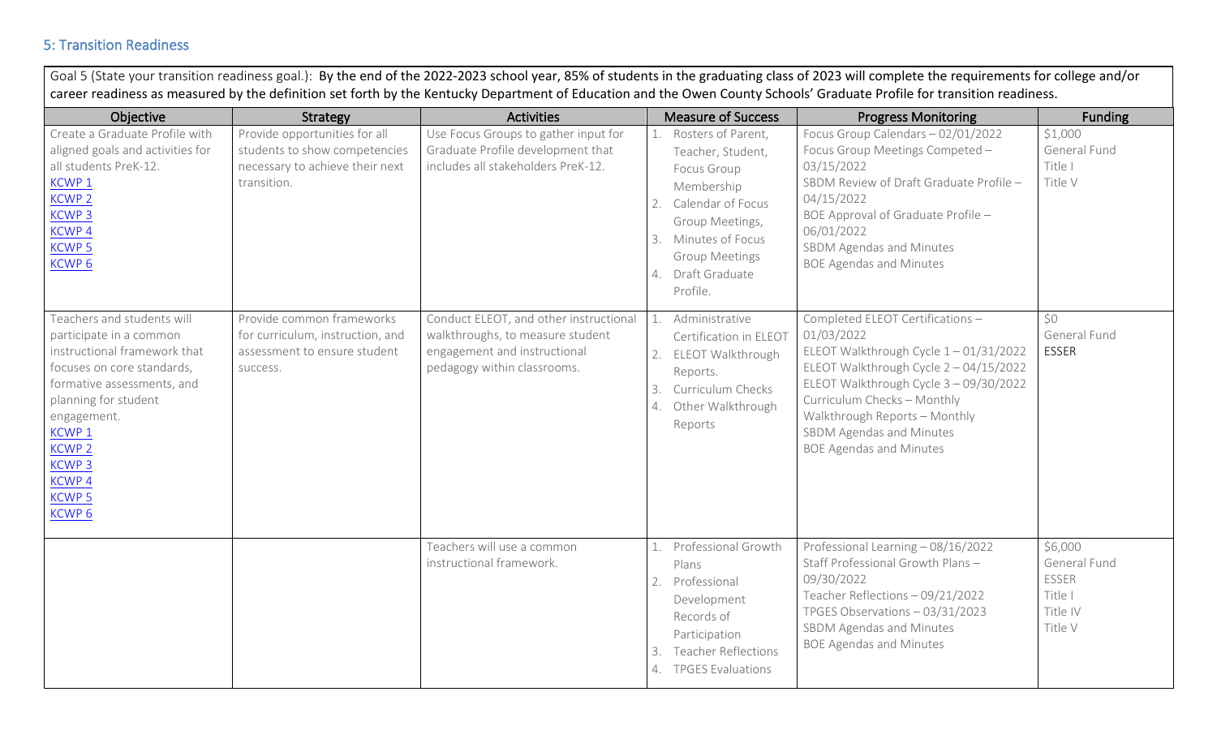## 5: Transition Readiness

| Goal 5 (State your transition readiness goal.): By the end of the 2022-2023 school year, 85% of students in the graduating class of 2023 will complete the requirements for college and/or career readiness as measured by the definition set forth by the Kentucky Department of Education and the Owen County Schools' Graduate Profile for transition readiness. | | | | | |
|---|---|---|---|---|---|
| **Objective** | **Strategy** | **Activities** | **Measure of Success** | **Progress Monitoring** | **Funding** |
| Create a Graduate Profile with aligned goals and activities for all students PreK-12.<br>KCWP 1<br>KCWP 2<br>KCWP 3<br>KCWP 4<br>KCWP 5<br>KCWP 6 | Provide opportunities for all students to show competencies necessary to achieve their next transition. | Use Focus Groups to gather input for Graduate Profile development that includes all stakeholders PreK-12. | 1. Rosters of Parent, Teacher, Student, Focus Group Membership<br>2. Calendar of Focus Group Meetings,<br>3. Minutes of Focus Group Meetings<br>4. Draft Graduate Profile. | Focus Group Calendars – 02/01/2022<br>Focus Group Meetings Competed – 03/15/2022<br>SBDM Review of Draft Graduate Profile – 04/15/2022<br>BOE Approval of Graduate Profile – 06/01/2022<br>SBDM Agendas and Minutes<br>BOE Agendas and Minutes | $1,000<br>General Fund<br>Title I<br>Title V |
| Teachers and students will participate in a common instructional framework that focuses on core standards, formative assessments, and planning for student engagement.<br>KCWP 1<br>KCWP 2<br>KCWP 3<br>KCWP 4<br>KCWP 5<br>KCWP 6 | Provide common frameworks for curriculum, instruction, and assessment to ensure student success. | Conduct ELEOT, and other instructional walkthroughs, to measure student engagement and instructional pedagogy within classrooms. | 1. Administrative Certification in ELEOT<br>2. ELEOT Walkthrough Reports.<br>3. Curriculum Checks<br>4. Other Walkthrough Reports | Completed ELEOT Certifications – 01/03/2022<br>ELEOT Walkthrough Cycle 1 – 01/31/2022<br>ELEOT Walkthrough Cycle 2 – 04/15/2022<br>ELEOT Walkthrough Cycle 3 – 09/30/2022<br>Curriculum Checks – Monthly<br>Walkthrough Reports – Monthly<br>SBDM Agendas and Minutes<br>BOE Agendas and Minutes | $0<br>General Fund<br>ESSER |
| | | Teachers will use a common instructional framework. | 1. Professional Growth Plans<br>2. Professional Development Records of Participation<br>3. Teacher Reflections<br>4. TPGES Evaluations | Professional Learning – 08/16/2022<br>Staff Professional Growth Plans – 09/30/2022<br>Teacher Reflections – 09/21/2022<br>TPGES Observations – 03/31/2023<br>SBDM Agendas and Minutes<br>BOE Agendas and Minutes | $6,000<br>General Fund<br>ESSER<br>Title I<br>Title IV<br>Title V |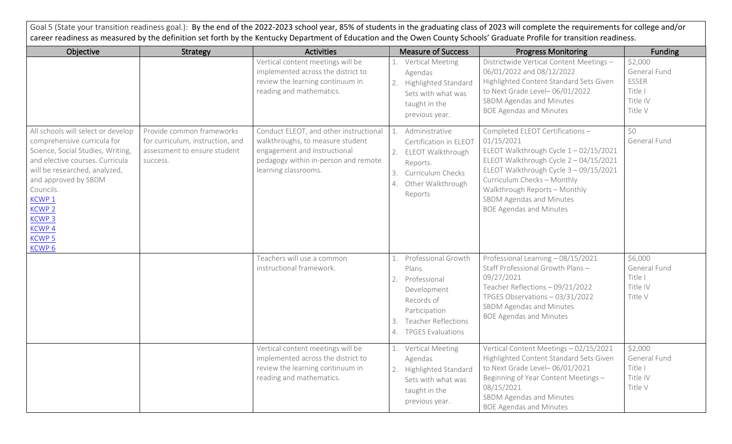Goal 5 (State your transition readiness goal.): **By the end of the 2022-2023 school year, 85% of students in the graduating class of 2023 will complete the requirements for college and/or career readiness as measured by the definition set forth by the Kentucky Department of Education and the Owen County Schools' Graduate Profile for transition readiness.**

| Objective | Strategy | Activities | Measure of Success | Progress Monitoring | Funding |
|---|---|---|---|---|---|
| | | Vertical content meetings will be implemented across the district to review the learning continuum in reading and mathematics. | 1. Vertical Meeting Agendas<br>2. Highlighted Standard Sets with what was taught in the previous year. | Districtwide Vertical Content Meetings – 06/01/2022 and 08/12/2022<br>Highlighted Content Standard Sets Given to Next Grade Level– 06/01/2022<br>SBDM Agendas and Minutes<br>BOE Agendas and Minutes | $2,000<br>General Fund<br>ESSER<br>Title I<br>Title IV<br>Title V |
| All schools will select or develop comprehensive curricula for Science, Social Studies, Writing, and elective courses. Curricula will be researched, analyzed, and approved by SBDM Councils.<br>KCWP 1<br>KCWP 2<br>KCWP 3<br>KCWP 4<br>KCWP 5<br>KCWP 6 | Provide common frameworks for curriculum, instruction, and assessment to ensure student success. | Conduct ELEOT, and other instructional walkthroughs, to measure student engagement and instructional pedagogy within in-person and remote learning classrooms. | 1. Administrative Certification in ELEOT<br>2. ELEOT Walkthrough Reports.<br>3. Curriculum Checks<br>4. Other Walkthrough Reports | Completed ELEOT Certifications – 01/15/2021<br>ELEOT Walkthrough Cycle 1 – 02/15/2021<br>ELEOT Walkthrough Cycle 2 – 04/15/2021<br>ELEOT Walkthrough Cycle 3 – 09/15/2021<br>Curriculum Checks – Monthly<br>Walkthrough Reports – Monthly<br>SBDM Agendas and Minutes<br>BOE Agendas and Minutes | $0<br>General Fund |
| | | Teachers will use a common instructional framework. | 1. Professional Growth Plans<br>2. Professional Development Records of Participation<br>3. Teacher Reflections<br>4. TPGES Evaluations | Professional Learning – 08/15/2021<br>Staff Professional Growth Plans – 09/27/2021<br>Teacher Reflections – 09/21/2022<br>TPGES Observations – 03/31/2022<br>SBDM Agendas and Minutes<br>BOE Agendas and Minutes | $6,000<br>General Fund<br>Title I<br>Title IV<br>Title V |
| | | Vertical content meetings will be implemented across the district to review the learning continuum in reading and mathematics. | 1. Vertical Meeting Agendas<br>2. Highlighted Standard Sets with what was taught in the previous year. | Vertical Content Meetings – 02/15/2021<br>Highlighted Content Standard Sets Given to Next Grade Level– 06/01/2021<br>Beginning of Year Content Meetings – 08/15/2021<br>SBDM Agendas and Minutes<br>BOE Agendas and Minutes | $2,000<br>General Fund<br>Title I<br>Title IV<br>Title V |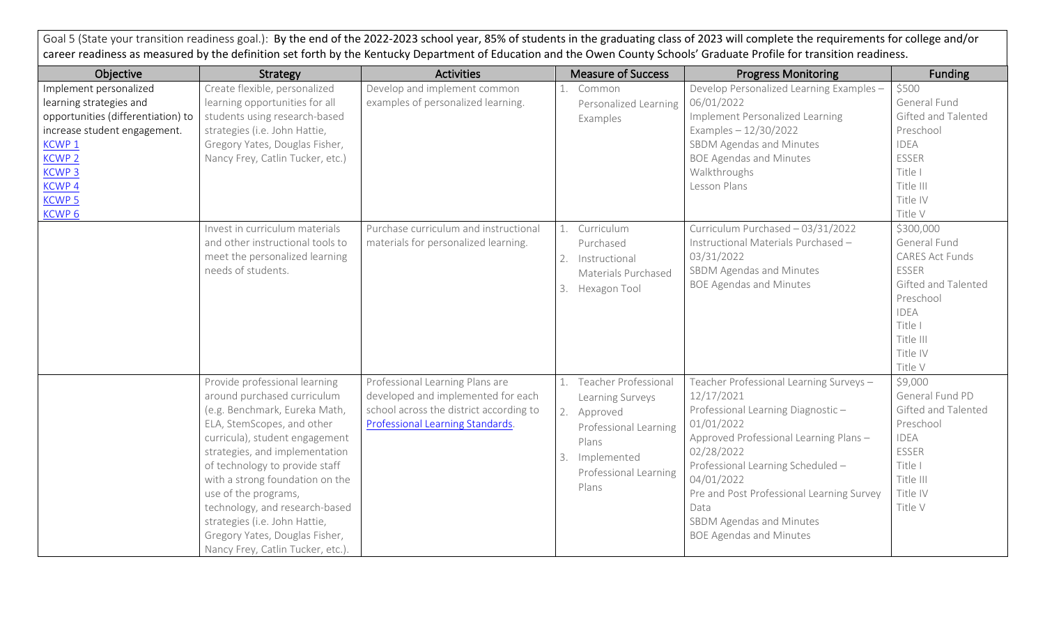Goal 5 (State your transition readiness goal.): By the end of the 2022-2023 school year, 85% of students in the graduating class of 2023 will complete the requirements for college and/or career readiness as measured by the definition set forth by the Kentucky Department of Education and the Owen County Schools' Graduate Profile for transition readiness.

| Objective | Strategy | Activities | Measure of Success | Progress Monitoring | Funding |
|---|---|---|---|---|---|
| Implement personalized learning strategies and opportunities (differentiation) to increase student engagement.<br>KCWP 1<br>KCWP 2<br>KCWP 3<br>KCWP 4<br>KCWP 5<br>KCWP 6 | Create flexible, personalized learning opportunities for all students using research-based strategies (i.e. John Hattie, Gregory Yates, Douglas Fisher, Nancy Frey, Catlin Tucker, etc.) | Develop and implement common examples of personalized learning. | 1. Common Personalized Learning Examples | Develop Personalized Learning Examples – 06/01/2022<br>Implement Personalized Learning Examples – 12/30/2022<br>SBDM Agendas and Minutes<br>BOE Agendas and Minutes<br>Walkthroughs<br>Lesson Plans | $500<br>General Fund<br>Gifted and Talented<br>Preschool<br>IDEA<br>ESSER<br>Title I<br>Title III<br>Title IV<br>Title V |
| | Invest in curriculum materials and other instructional tools to meet the personalized learning needs of students. | Purchase curriculum and instructional materials for personalized learning. | 1. Curriculum Purchased<br>2. Instructional Materials Purchased<br>3. Hexagon Tool | Curriculum Purchased – 03/31/2022<br>Instructional Materials Purchased – 03/31/2022<br>SBDM Agendas and Minutes<br>BOE Agendas and Minutes | $300,000<br>General Fund<br>CARES Act Funds<br>ESSER<br>Gifted and Talented<br>Preschool<br>IDEA<br>Title I<br>Title III<br>Title IV<br>Title V |
| | Provide professional learning around purchased curriculum (e.g. Benchmark, Eureka Math, ELA, StemScopes, and other curricula), student engagement strategies, and implementation of technology to provide staff with a strong foundation on the use of the programs, technology, and research-based strategies (i.e. John Hattie, Gregory Yates, Douglas Fisher, Nancy Frey, Catlin Tucker, etc.). | Professional Learning Plans are developed and implemented for each school across the district according to Professional Learning Standards. | 1. Teacher Professional Learning Surveys<br>2. Approved Professional Learning Plans<br>3. Implemented Professional Learning Plans | Teacher Professional Learning Surveys – 12/17/2021<br>Professional Learning Diagnostic – 01/01/2022<br>Approved Professional Learning Plans – 02/28/2022<br>Professional Learning Scheduled – 04/01/2022<br>Pre and Post Professional Learning Survey Data<br>SBDM Agendas and Minutes<br>BOE Agendas and Minutes | $9,000<br>General Fund PD<br>Gifted and Talented<br>Preschool<br>IDEA<br>ESSER<br>Title I<br>Title III<br>Title IV<br>Title V |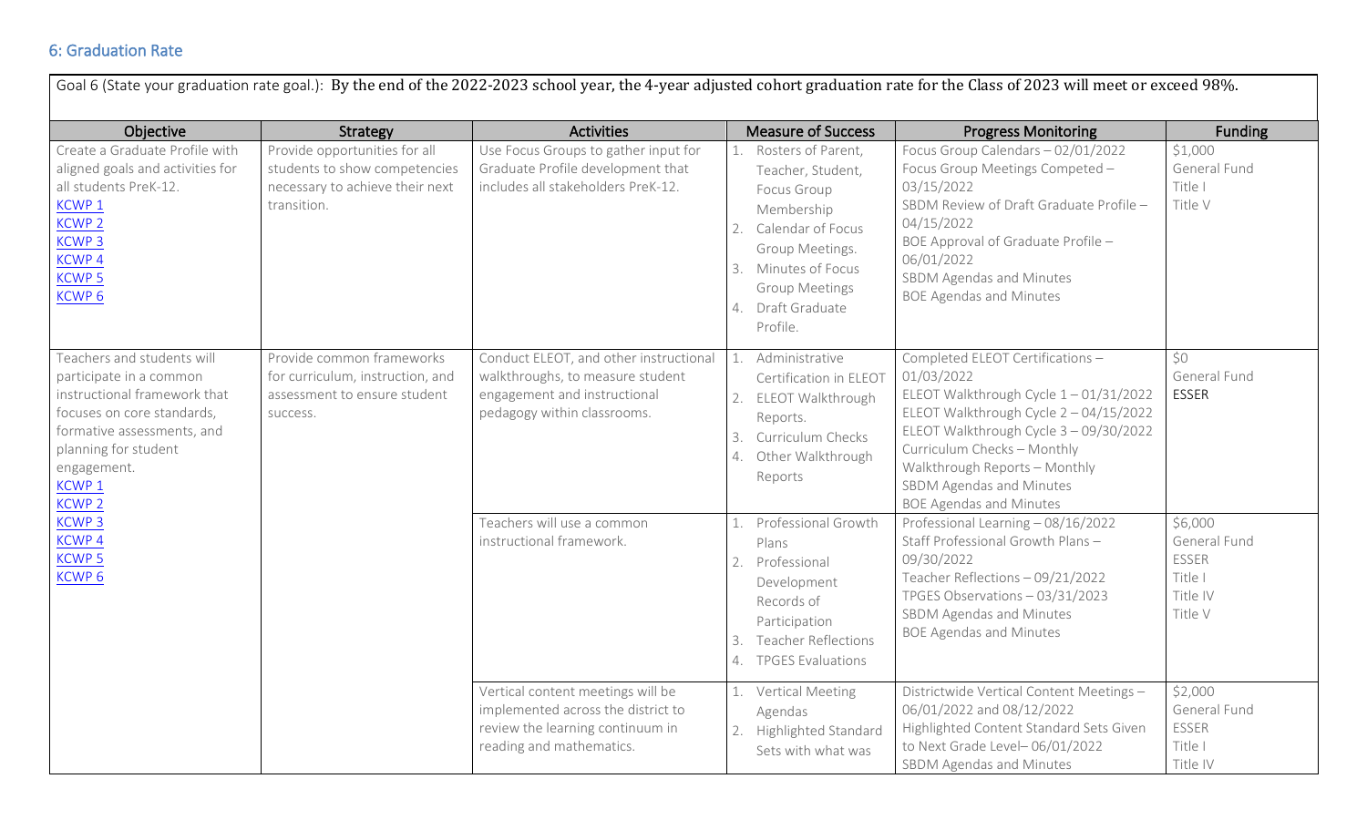## 6: Graduation Rate

Goal 6 (State your graduation rate goal.): By the end of the 2022-2023 school year, the 4-year adjusted cohort graduation rate for the Class of 2023 will meet or exceed 98%.

| Objective | Strategy | Activities | Measure of Success | Progress Monitoring | Funding |
|---|---|---|---|---|---|
| Create a Graduate Profile with aligned goals and activities for all students PreK-12.<br>KCWP 1<br>KCWP 2<br>KCWP 3<br>KCWP 4<br>KCWP 5<br>KCWP 6 | Provide opportunities for all students to show competencies necessary to achieve their next transition. | Use Focus Groups to gather input for Graduate Profile development that includes all stakeholders PreK-12. | 1. Rosters of Parent, Teacher, Student, Focus Group Membership<br>2. Calendar of Focus Group Meetings.<br>3. Minutes of Focus Group Meetings<br>4. Draft Graduate Profile. | Focus Group Calendars – 02/01/2022<br>Focus Group Meetings Competed – 03/15/2022<br>SBDM Review of Draft Graduate Profile – 04/15/2022<br>BOE Approval of Graduate Profile – 06/01/2022<br>SBDM Agendas and Minutes<br>BOE Agendas and Minutes | $1,000<br>General Fund<br>Title I<br>Title V |
| Teachers and students will participate in a common instructional framework that focuses on core standards, formative assessments, and planning for student engagement.<br>KCWP 1<br>KCWP 2<br>KCWP 3<br>KCWP 4<br>KCWP 5<br>KCWP 6 | Provide common frameworks for curriculum, instruction, and assessment to ensure student success. | Conduct ELEOT, and other instructional walkthroughs, to measure student engagement and instructional pedagogy within classrooms. | 1. Administrative Certification in ELEOT<br>2. ELEOT Walkthrough Reports.<br>3. Curriculum Checks<br>4. Other Walkthrough Reports | Completed ELEOT Certifications – 01/03/2022<br>ELEOT Walkthrough Cycle 1 – 01/31/2022<br>ELEOT Walkthrough Cycle 2 – 04/15/2022<br>ELEOT Walkthrough Cycle 3 – 09/30/2022<br>Curriculum Checks – Monthly<br>Walkthrough Reports – Monthly<br>SBDM Agendas and Minutes<br>BOE Agendas and Minutes | $0<br>General Fund<br>ESSER |
| | | Teachers will use a common instructional framework. | 1. Professional Growth Plans<br>2. Professional Development Records of Participation<br>3. Teacher Reflections<br>4. TPGES Evaluations | Professional Learning – 08/16/2022<br>Staff Professional Growth Plans – 09/30/2022<br>Teacher Reflections – 09/21/2022<br>TPGES Observations – 03/31/2023<br>SBDM Agendas and Minutes<br>BOE Agendas and Minutes | $6,000<br>General Fund<br>ESSER<br>Title I<br>Title IV<br>Title V |
| | | Vertical content meetings will be implemented across the district to review the learning continuum in reading and mathematics. | 1. Vertical Meeting Agendas<br>2. Highlighted Standard Sets with what was | Districtwide Vertical Content Meetings – 06/01/2022 and 08/12/2022<br>Highlighted Content Standard Sets Given to Next Grade Level– 06/01/2022<br>SBDM Agendas and Minutes | $2,000<br>General Fund<br>ESSER<br>Title I<br>Title IV |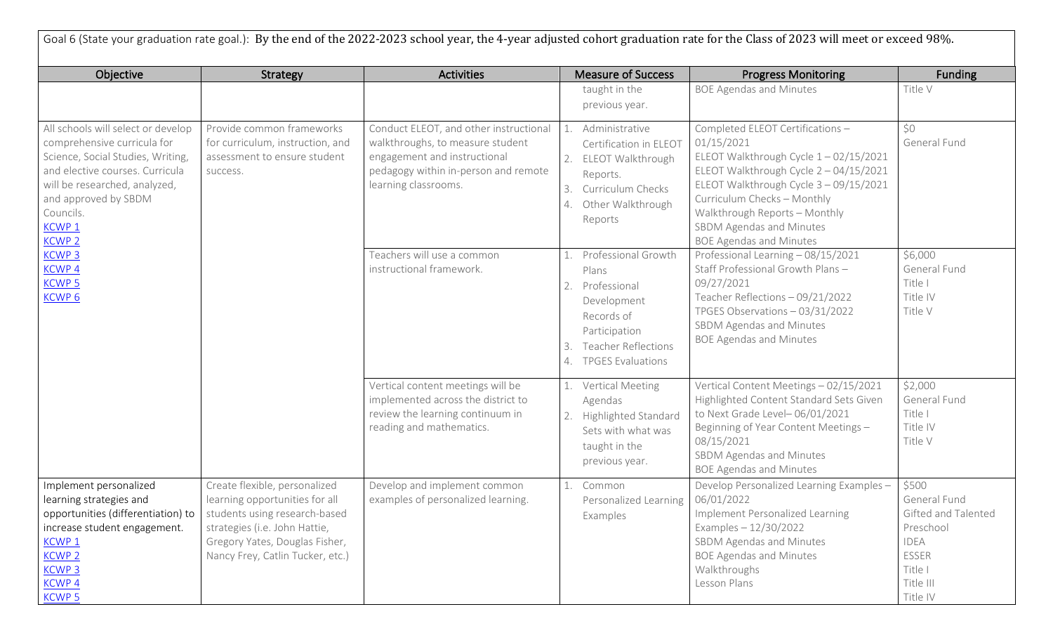Goal 6 (State your graduation rate goal.): By the end of the 2022-2023 school year, the 4-year adjusted cohort graduation rate for the Class of 2023 will meet or exceed 98%.

| Objective | Strategy | Activities | Measure of Success | Progress Monitoring | Funding |
|---|---|---|---|---|---|
| | | | taught in the previous year. | BOE Agendas and Minutes | Title V |
| All schools will select or develop comprehensive curricula for Science, Social Studies, Writing, and elective courses. Curricula will be researched, analyzed, and approved by SBDM Councils.<br>KCWP 1<br>KCWP 2<br>KCWP 3<br>KCWP 4<br>KCWP 5<br>KCWP 6 | Provide common frameworks for curriculum, instruction, and assessment to ensure student success. | Conduct ELEOT, and other instructional walkthroughs, to measure student engagement and instructional pedagogy within in-person and remote learning classrooms. | 1. Administrative Certification in ELEOT<br>2. ELEOT Walkthrough Reports.<br>3. Curriculum Checks<br>4. Other Walkthrough Reports | Completed ELEOT Certifications – 01/15/2021<br>ELEOT Walkthrough Cycle 1 – 02/15/2021<br>ELEOT Walkthrough Cycle 2 – 04/15/2021<br>ELEOT Walkthrough Cycle 3 – 09/15/2021<br>Curriculum Checks – Monthly<br>Walkthrough Reports – Monthly<br>SBDM Agendas and Minutes<br>BOE Agendas and Minutes | $0<br>General Fund |
| | | Teachers will use a common instructional framework. | 1. Professional Growth Plans<br>2. Professional Development Records of Participation<br>3. Teacher Reflections<br>4. TPGES Evaluations | Professional Learning – 08/15/2021<br>Staff Professional Growth Plans – 09/27/2021<br>Teacher Reflections – 09/21/2022<br>TPGES Observations – 03/31/2022<br>SBDM Agendas and Minutes<br>BOE Agendas and Minutes | $6,000<br>General Fund<br>Title I<br>Title IV<br>Title V |
| | | Vertical content meetings will be implemented across the district to review the learning continuum in reading and mathematics. | 1. Vertical Meeting Agendas<br>2. Highlighted Standard Sets with what was taught in the previous year. | Vertical Content Meetings – 02/15/2021<br>Highlighted Content Standard Sets Given to Next Grade Level– 06/01/2021<br>Beginning of Year Content Meetings – 08/15/2021<br>SBDM Agendas and Minutes<br>BOE Agendas and Minutes | $2,000<br>General Fund<br>Title I<br>Title IV<br>Title V |
| Implement personalized learning strategies and opportunities (differentiation) to increase student engagement.<br>KCWP 1<br>KCWP 2<br>KCWP 3<br>KCWP 4<br>KCWP 5 | Create flexible, personalized learning opportunities for all students using research-based strategies (i.e. John Hattie, Gregory Yates, Douglas Fisher, Nancy Frey, Catlin Tucker, etc.) | Develop and implement common examples of personalized learning. | 1. Common Personalized Learning Examples | Develop Personalized Learning Examples – 06/01/2022<br>Implement Personalized Learning Examples – 12/30/2022<br>SBDM Agendas and Minutes<br>BOE Agendas and Minutes<br>Walkthroughs<br>Lesson Plans | $500<br>General Fund<br>Gifted and Talented<br>Preschool<br>IDEA<br>ESSER<br>Title I<br>Title III<br>Title IV |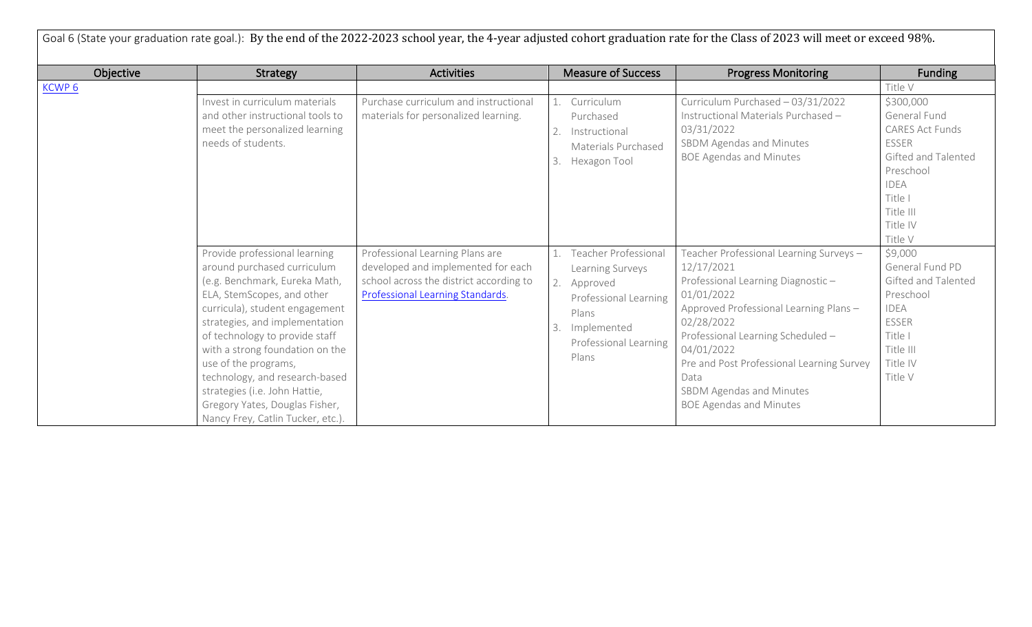Goal 6 (State your graduation rate goal.): By the end of the 2022-2023 school year, the 4-year adjusted cohort graduation rate for the Class of 2023 will meet or exceed 98%.

| Objective | Strategy | Activities | Measure of Success | Progress Monitoring | Funding |
|---|---|---|---|---|---|
| KCWP 6 | | | | | Title V |
| | Invest in curriculum materials and other instructional tools to meet the personalized learning needs of students. | Purchase curriculum and instructional materials for personalized learning. | 1. Curriculum Purchased<br>2. Instructional Materials Purchased<br>3. Hexagon Tool | Curriculum Purchased – 03/31/2022<br>Instructional Materials Purchased – 03/31/2022<br>SBDM Agendas and Minutes<br>BOE Agendas and Minutes | $300,000<br>General Fund<br>CARES Act Funds<br>ESSER<br>Gifted and Talented<br>Preschool<br>IDEA<br>Title I<br>Title III<br>Title IV<br>Title V |
| | Provide professional learning around purchased curriculum (e.g. Benchmark, Eureka Math, ELA, StemScopes, and other curricula), student engagement strategies, and implementation of technology to provide staff with a strong foundation on the use of the programs, technology, and research-based strategies (i.e. John Hattie, Gregory Yates, Douglas Fisher, Nancy Frey, Catlin Tucker, etc.). | Professional Learning Plans are developed and implemented for each school across the district according to Professional Learning Standards. | 1. Teacher Professional Learning Surveys<br>2. Approved Professional Learning Plans<br>3. Implemented Professional Learning Plans | Teacher Professional Learning Surveys – 12/17/2021<br>Professional Learning Diagnostic – 01/01/2022<br>Approved Professional Learning Plans – 02/28/2022<br>Professional Learning Scheduled – 04/01/2022<br>Pre and Post Professional Learning Survey Data<br>SBDM Agendas and Minutes<br>BOE Agendas and Minutes | $9,000<br>General Fund PD<br>Gifted and Talented<br>Preschool<br>IDEA<br>ESSER<br>Title I<br>Title III<br>Title IV<br>Title V |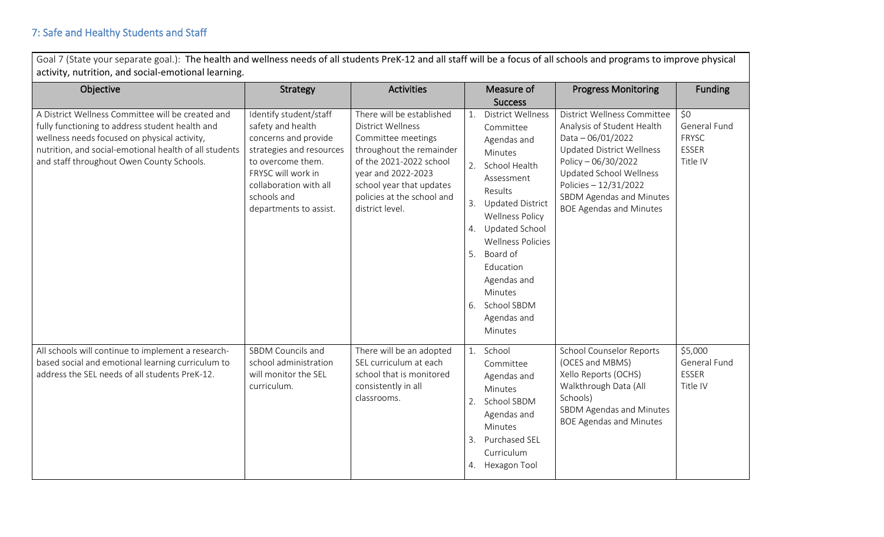## 7: Safe and Healthy Students and Staff

Goal 7 (State your separate goal.): **The health and wellness needs of all students PreK-12 and all staff will be a focus of all schools and programs to improve physical activity, nutrition, and social-emotional learning.**

| Objective | Strategy | Activities | Measure of Success | Progress Monitoring | Funding |
|---|---|---|---|---|---|
| A District Wellness Committee will be created and fully functioning to address student health and wellness needs focused on physical activity, nutrition, and social-emotional health of all students and staff throughout Owen County Schools. | Identify student/staff safety and health concerns and provide strategies and resources to overcome them. FRYSC will work in collaboration with all schools and departments to assist. | There will be established District Wellness Committee meetings throughout the remainder of the 2021-2022 school year and 2022-2023 school year that updates policies at the school and district level. | 1. District Wellness Committee Agendas and Minutes<br>2. School Health Assessment Results<br>3. Updated District Wellness Policy<br>4. Updated School Wellness Policies<br>5. Board of Education Agendas and Minutes<br>6. School SBDM Agendas and Minutes | District Wellness Committee Analysis of Student Health Data – 06/01/2022<br>Updated District Wellness Policy – 06/30/2022<br>Updated School Wellness Policies – 12/31/2022<br>SBDM Agendas and Minutes<br>BOE Agendas and Minutes | $0<br>General Fund<br>FRYSC<br>ESSER<br>Title IV |
| All schools will continue to implement a research-based social and emotional learning curriculum to address the SEL needs of all students PreK-12. | SBDM Councils and school administration will monitor the SEL curriculum. | There will be an adopted SEL curriculum at each school that is monitored consistently in all classrooms. | 1. School Committee Agendas and Minutes<br>2. School SBDM Agendas and Minutes<br>3. Purchased SEL Curriculum<br>4. Hexagon Tool | School Counselor Reports (OCES and MBMS)<br>Xello Reports (OCHS)<br>Walkthrough Data (All Schools)<br>SBDM Agendas and Minutes<br>BOE Agendas and Minutes | $5,000<br>General Fund<br>ESSER<br>Title IV |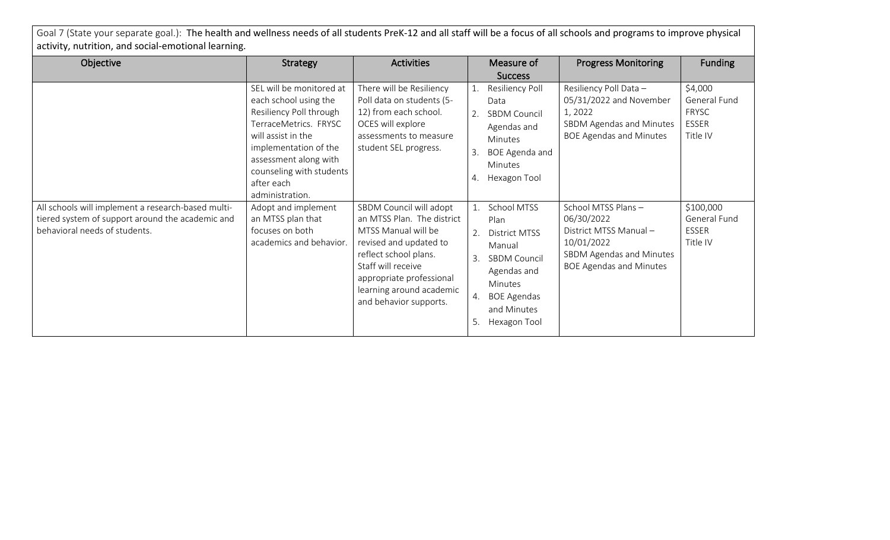Goal 7 (State your separate goal.): **The health and wellness needs of all students PreK-12 and all staff will be a focus of all schools and programs to improve physical activity, nutrition, and social-emotional learning.**

| Objective | Strategy | Activities | Measure of Success | Progress Monitoring | Funding |
|---|---|---|---|---|---|
| | SEL will be monitored at each school using the Resiliency Poll through TerraceMetrics. FRYSC will assist in the implementation of the assessment along with counseling with students after each administration. | There will be Resiliency Poll data on students (5-12) from each school. OCES will explore assessments to measure student SEL progress. | 1. Resiliency Poll Data<br>2. SBDM Council Agendas and Minutes<br>3. BOE Agenda and Minutes<br>4. Hexagon Tool | Resiliency Poll Data – 05/31/2022 and November 1, 2022<br>SBDM Agendas and Minutes<br>BOE Agendas and Minutes | \$4,000<br>General Fund<br>FRYSC<br>ESSER<br>Title IV |
| All schools will implement a research-based multi-tiered system of support around the academic and behavioral needs of students. | Adopt and implement an MTSS plan that focuses on both academics and behavior. | SBDM Council will adopt an MTSS Plan. The district MTSS Manual will be revised and updated to reflect school plans. Staff will receive appropriate professional learning around academic and behavior supports. | 1. School MTSS Plan<br>2. District MTSS Manual<br>3. SBDM Council Agendas and Minutes<br>4. BOE Agendas and Minutes<br>5. Hexagon Tool | School MTSS Plans – 06/30/2022<br>District MTSS Manual – 10/01/2022<br>SBDM Agendas and Minutes<br>BOE Agendas and Minutes | \$100,000<br>General Fund<br>ESSER<br>Title IV |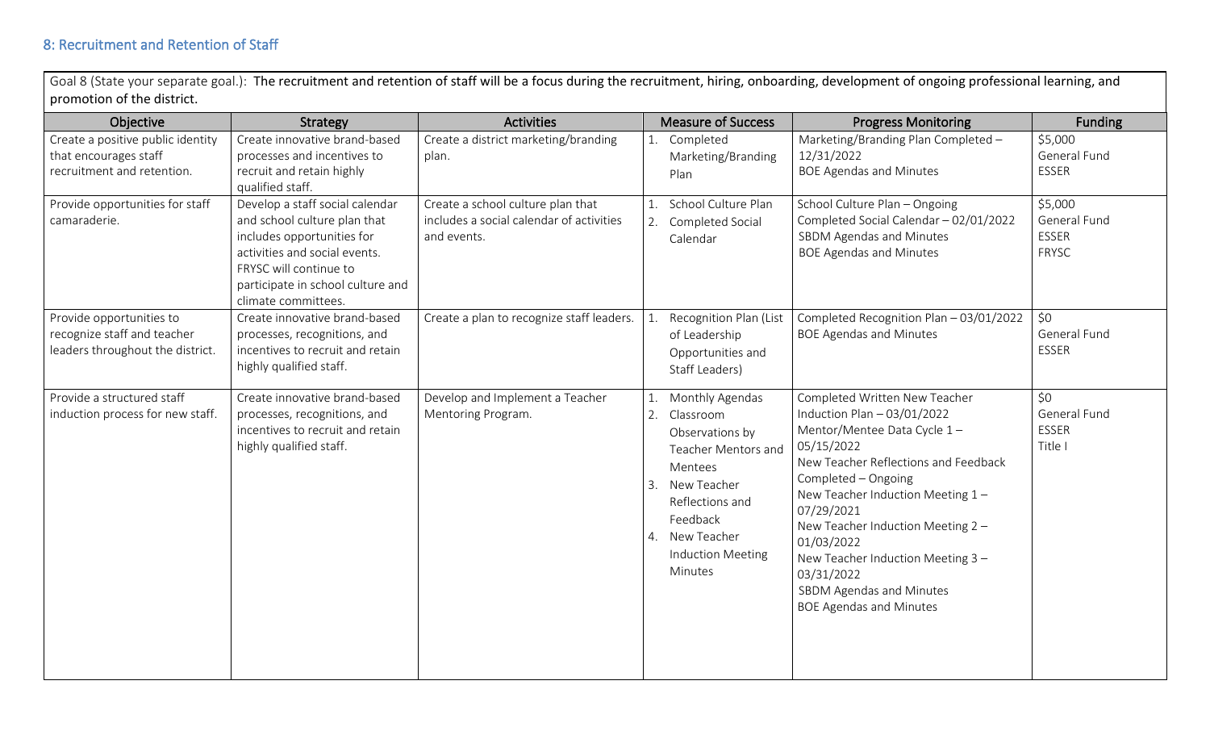## 8: Recruitment and Retention of Staff

Goal 8 (State your separate goal.): **The recruitment and retention of staff will be a focus during the recruitment, hiring, onboarding, development of ongoing professional learning, and promotion of the district.**

| Objective | Strategy | Activities | Measure of Success | Progress Monitoring | Funding |
|---|---|---|---|---|---|
| Create a positive public identity that encourages staff recruitment and retention. | Create innovative brand-based processes and incentives to recruit and retain highly qualified staff. | Create a district marketing/branding plan. | 1. Completed Marketing/Branding Plan | Marketing/Branding Plan Completed – 12/31/2022<br>BOE Agendas and Minutes | $5,000<br>General Fund<br>ESSER |
| Provide opportunities for staff camaraderie. | Develop a staff social calendar and school culture plan that includes opportunities for activities and social events. FRYSC will continue to participate in school culture and climate committees. | Create a school culture plan that includes a social calendar of activities and events. | 1. School Culture Plan<br>2. Completed Social Calendar | School Culture Plan – Ongoing<br>Completed Social Calendar – 02/01/2022<br>SBDM Agendas and Minutes<br>BOE Agendas and Minutes | $5,000<br>General Fund<br>ESSER<br>FRYSC |
| Provide opportunities to recognize staff and teacher leaders throughout the district. | Create innovative brand-based processes, recognitions, and incentives to recruit and retain highly qualified staff. | Create a plan to recognize staff leaders. | 1. Recognition Plan (List of Leadership Opportunities and Staff Leaders) | Completed Recognition Plan – 03/01/2022<br>BOE Agendas and Minutes | $0<br>General Fund<br>ESSER |
| Provide a structured staff induction process for new staff. | Create innovative brand-based processes, recognitions, and incentives to recruit and retain highly qualified staff. | Develop and Implement a Teacher Mentoring Program. | 1. Monthly Agendas<br>2. Classroom Observations by Teacher Mentors and Mentees<br>3. New Teacher Reflections and Feedback<br>4. New Teacher Induction Meeting Minutes | Completed Written New Teacher Induction Plan – 03/01/2022<br>Mentor/Mentee Data Cycle 1 – 05/15/2022<br>New Teacher Reflections and Feedback Completed – Ongoing<br>New Teacher Induction Meeting 1 – 07/29/2021<br>New Teacher Induction Meeting 2 – 01/03/2022<br>New Teacher Induction Meeting 3 – 03/31/2022<br>SBDM Agendas and Minutes<br>BOE Agendas and Minutes | $0<br>General Fund<br>ESSER<br>Title I |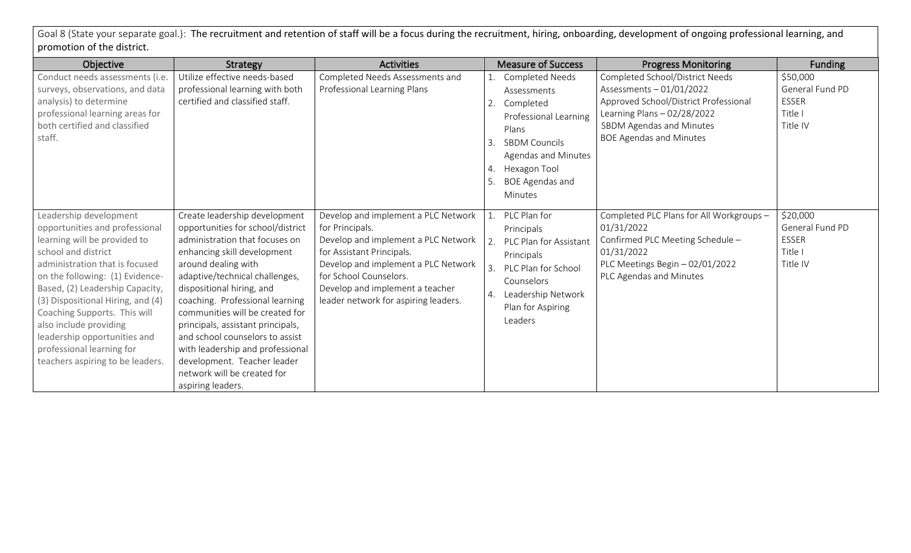Goal 8 (State your separate goal.): **The recruitment and retention of staff will be a focus during the recruitment, hiring, onboarding, development of ongoing professional learning, and promotion of the district.**

| Objective | Strategy | Activities | Measure of Success | Progress Monitoring | Funding |
|---|---|---|---|---|---|
| Conduct needs assessments (i.e. surveys, observations, and data analysis) to determine professional learning areas for both certified and classified staff. | Utilize effective needs-based professional learning with both certified and classified staff. | Completed Needs Assessments and Professional Learning Plans | 1. Completed Needs Assessments<br>2. Completed Professional Learning Plans<br>3. SBDM Councils Agendas and Minutes<br>4. Hexagon Tool<br>5. BOE Agendas and Minutes | Completed School/District Needs Assessments – 01/01/2022<br>Approved School/District Professional Learning Plans – 02/28/2022<br>SBDM Agendas and Minutes<br>BOE Agendas and Minutes | \$50,000<br>General Fund PD<br>ESSER<br>Title I<br>Title IV |
| Leadership development opportunities and professional learning will be provided to school and district administration that is focused on the following: (1) Evidence-Based, (2) Leadership Capacity, (3) Dispositional Hiring, and (4) Coaching Supports. This will also include providing leadership opportunities and professional learning for teachers aspiring to be leaders. | Create leadership development opportunities for school/district administration that focuses on enhancing skill development around dealing with adaptive/technical challenges, dispositional hiring, and coaching. Professional learning communities will be created for principals, assistant principals, and school counselors to assist with leadership and professional development. Teacher leader network will be created for aspiring leaders. | Develop and implement a PLC Network for Principals.<br>Develop and implement a PLC Network for Assistant Principals.<br>Develop and implement a PLC Network for School Counselors.<br>Develop and implement a teacher leader network for aspiring leaders. | 1. PLC Plan for Principals<br>2. PLC Plan for Assistant Principals<br>3. PLC Plan for School Counselors<br>4. Leadership Network Plan for Aspiring Leaders | Completed PLC Plans for All Workgroups – 01/31/2022<br>Confirmed PLC Meeting Schedule – 01/31/2022<br>PLC Meetings Begin – 02/01/2022<br>PLC Agendas and Minutes | \$20,000<br>General Fund PD<br>ESSER<br>Title I<br>Title IV |